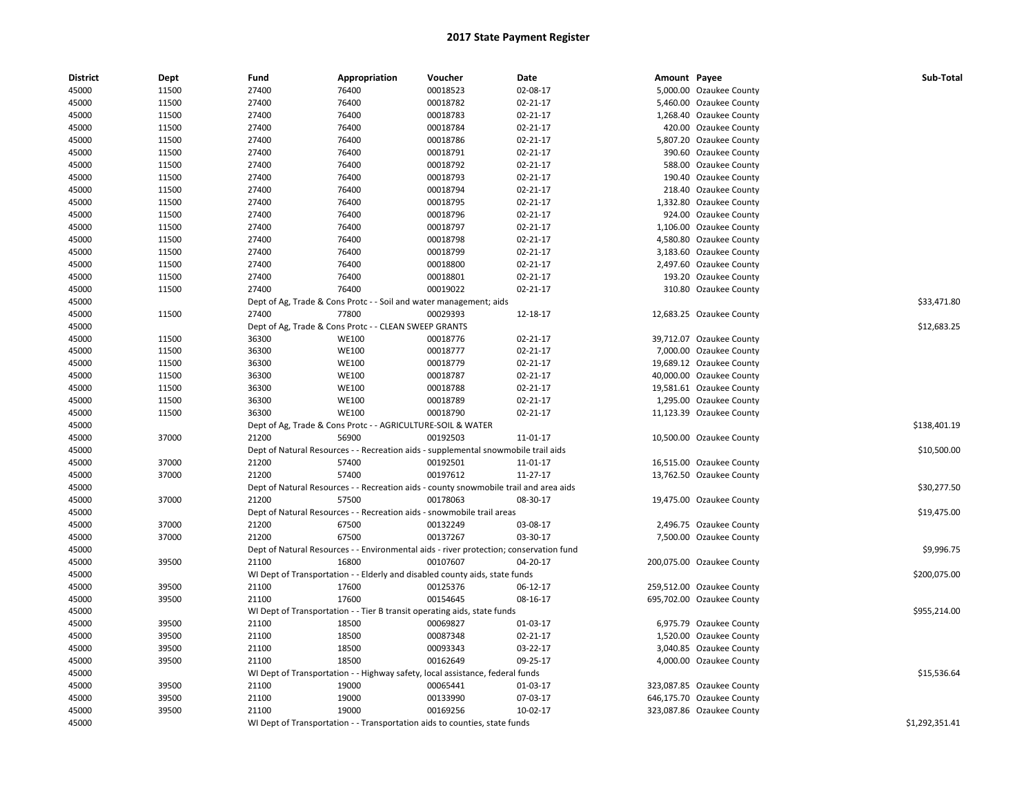# 2017 State Payment Register

| District | Dept | Fund | Appropriation | Voucher | Date | Amount | Payee | Sub-Total |
|---|---|---|---|---|---|---|---|---|
| 45000 | 11500 | 27400 | 76400 | 00018523 | 02-08-17 | 5,000.00 | Ozaukee County | |
| 45000 | 11500 | 27400 | 76400 | 00018782 | 02-21-17 | 5,460.00 | Ozaukee County | |
| 45000 | 11500 | 27400 | 76400 | 00018783 | 02-21-17 | 1,268.40 | Ozaukee County | |
| 45000 | 11500 | 27400 | 76400 | 00018784 | 02-21-17 | 420.00 | Ozaukee County | |
| 45000 | 11500 | 27400 | 76400 | 00018786 | 02-21-17 | 5,807.20 | Ozaukee County | |
| 45000 | 11500 | 27400 | 76400 | 00018791 | 02-21-17 | 390.60 | Ozaukee County | |
| 45000 | 11500 | 27400 | 76400 | 00018792 | 02-21-17 | 588.00 | Ozaukee County | |
| 45000 | 11500 | 27400 | 76400 | 00018793 | 02-21-17 | 190.40 | Ozaukee County | |
| 45000 | 11500 | 27400 | 76400 | 00018794 | 02-21-17 | 218.40 | Ozaukee County | |
| 45000 | 11500 | 27400 | 76400 | 00018795 | 02-21-17 | 1,332.80 | Ozaukee County | |
| 45000 | 11500 | 27400 | 76400 | 00018796 | 02-21-17 | 924.00 | Ozaukee County | |
| 45000 | 11500 | 27400 | 76400 | 00018797 | 02-21-17 | 1,106.00 | Ozaukee County | |
| 45000 | 11500 | 27400 | 76400 | 00018798 | 02-21-17 | 4,580.80 | Ozaukee County | |
| 45000 | 11500 | 27400 | 76400 | 00018799 | 02-21-17 | 3,183.60 | Ozaukee County | |
| 45000 | 11500 | 27400 | 76400 | 00018800 | 02-21-17 | 2,497.60 | Ozaukee County | |
| 45000 | 11500 | 27400 | 76400 | 00018801 | 02-21-17 | 193.20 | Ozaukee County | |
| 45000 | 11500 | 27400 | 76400 | 00019022 | 02-21-17 | 310.80 | Ozaukee County | |
| 45000 | | Dept of Ag, Trade & Cons Protc - - Soil and water management; aids | | | | | | $33,471.80 |
| 45000 | 11500 | 27400 | 77800 | 00029393 | 12-18-17 | 12,683.25 | Ozaukee County | |
| 45000 | | Dept of Ag, Trade & Cons Protc - - CLEAN SWEEP GRANTS | | | | | | $12,683.25 |
| 45000 | 11500 | 36300 | WE100 | 00018776 | 02-21-17 | 39,712.07 | Ozaukee County | |
| 45000 | 11500 | 36300 | WE100 | 00018777 | 02-21-17 | 7,000.00 | Ozaukee County | |
| 45000 | 11500 | 36300 | WE100 | 00018779 | 02-21-17 | 19,689.12 | Ozaukee County | |
| 45000 | 11500 | 36300 | WE100 | 00018787 | 02-21-17 | 40,000.00 | Ozaukee County | |
| 45000 | 11500 | 36300 | WE100 | 00018788 | 02-21-17 | 19,581.61 | Ozaukee County | |
| 45000 | 11500 | 36300 | WE100 | 00018789 | 02-21-17 | 1,295.00 | Ozaukee County | |
| 45000 | 11500 | 36300 | WE100 | 00018790 | 02-21-17 | 11,123.39 | Ozaukee County | |
| 45000 | | Dept of Ag, Trade & Cons Protc - - AGRICULTURE-SOIL & WATER | | | | | | $138,401.19 |
| 45000 | 37000 | 21200 | 56900 | 00192503 | 11-01-17 | 10,500.00 | Ozaukee County | |
| 45000 | | Dept of Natural Resources - - Recreation aids - supplemental snowmobile trail aids | | | | | | $10,500.00 |
| 45000 | 37000 | 21200 | 57400 | 00192501 | 11-01-17 | 16,515.00 | Ozaukee County | |
| 45000 | 37000 | 21200 | 57400 | 00197612 | 11-27-17 | 13,762.50 | Ozaukee County | |
| 45000 | | Dept of Natural Resources - - Recreation aids - county snowmobile trail and area aids | | | | | | $30,277.50 |
| 45000 | 37000 | 21200 | 57500 | 00178063 | 08-30-17 | 19,475.00 | Ozaukee County | |
| 45000 | | Dept of Natural Resources - - Recreation aids - snowmobile trail areas | | | | | | $19,475.00 |
| 45000 | 37000 | 21200 | 67500 | 00132249 | 03-08-17 | 2,496.75 | Ozaukee County | |
| 45000 | 37000 | 21200 | 67500 | 00137267 | 03-30-17 | 7,500.00 | Ozaukee County | |
| 45000 | | Dept of Natural Resources - - Environmental aids - river protection; conservation fund | | | | | | $9,996.75 |
| 45000 | 39500 | 21100 | 16800 | 00107607 | 04-20-17 | 200,075.00 | Ozaukee County | |
| 45000 | | WI Dept of Transportation - - Elderly and disabled county aids, state funds | | | | | | $200,075.00 |
| 45000 | 39500 | 21100 | 17600 | 00125376 | 06-12-17 | 259,512.00 | Ozaukee County | |
| 45000 | 39500 | 21100 | 17600 | 00154645 | 08-16-17 | 695,702.00 | Ozaukee County | |
| 45000 | | WI Dept of Transportation - - Tier B transit operating aids, state funds | | | | | | $955,214.00 |
| 45000 | 39500 | 21100 | 18500 | 00069827 | 01-03-17 | 6,975.79 | Ozaukee County | |
| 45000 | 39500 | 21100 | 18500 | 00087348 | 02-21-17 | 1,520.00 | Ozaukee County | |
| 45000 | 39500 | 21100 | 18500 | 00093343 | 03-22-17 | 3,040.85 | Ozaukee County | |
| 45000 | 39500 | 21100 | 18500 | 00162649 | 09-25-17 | 4,000.00 | Ozaukee County | |
| 45000 | | WI Dept of Transportation - - Highway safety, local assistance, federal funds | | | | | | $15,536.64 |
| 45000 | 39500 | 21100 | 19000 | 00065441 | 01-03-17 | 323,087.85 | Ozaukee County | |
| 45000 | 39500 | 21100 | 19000 | 00133990 | 07-03-17 | 646,175.70 | Ozaukee County | |
| 45000 | 39500 | 21100 | 19000 | 00169256 | 10-02-17 | 323,087.86 | Ozaukee County | |
| 45000 | | WI Dept of Transportation - - Transportation aids to counties, state funds | | | | | | $1,292,351.41 |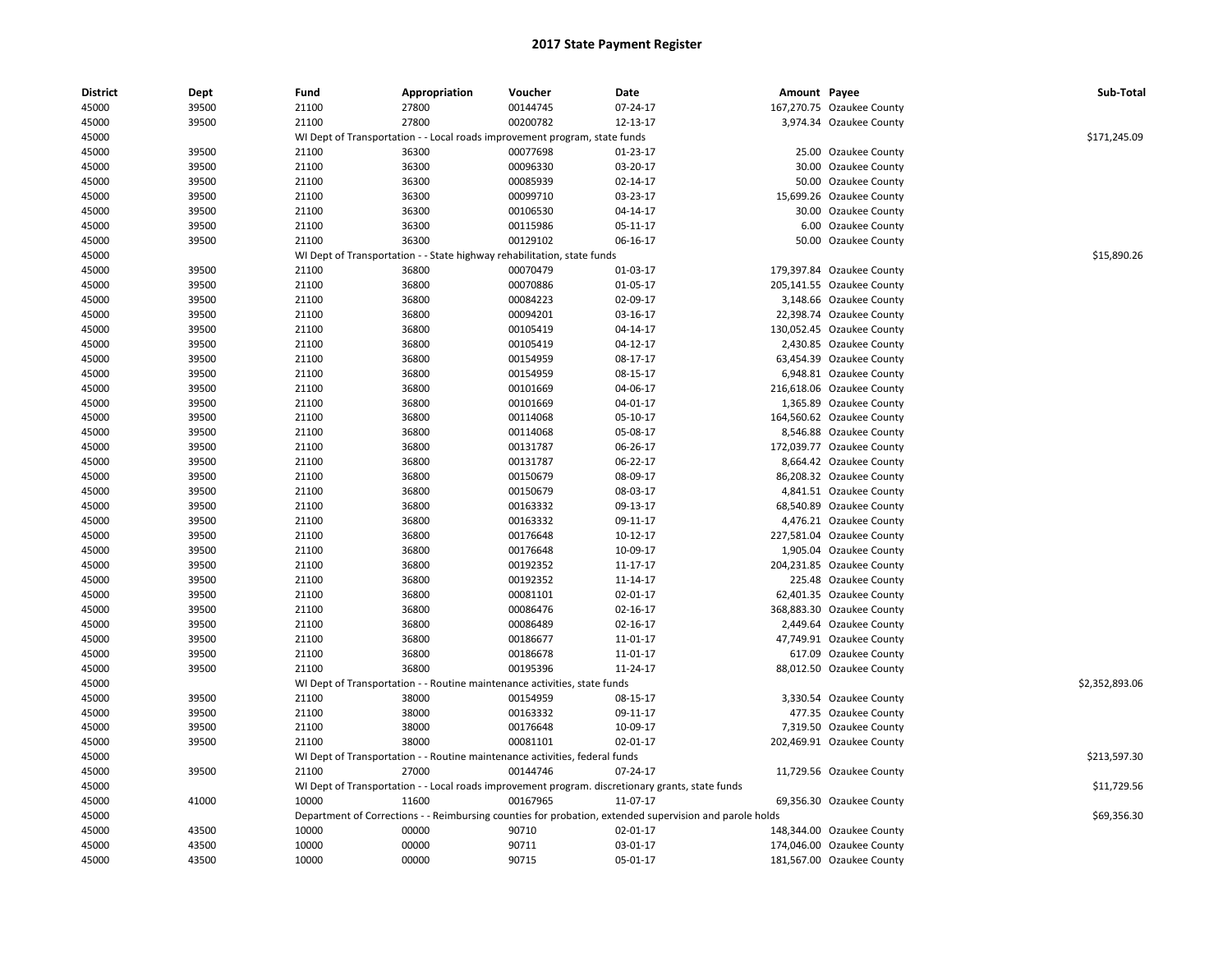# 2017 State Payment Register

| District | Dept | Fund | Appropriation | Voucher | Date | Amount | Payee | Sub-Total |
|---|---|---|---|---|---|---|---|---|
| 45000 | 39500 | 21100 | 27800 | 00144745 | 07-24-17 | 167,270.75 | Ozaukee County | |
| 45000 | 39500 | 21100 | 27800 | 00200782 | 12-13-17 | 3,974.34 | Ozaukee County | |
| 45000 | | WI Dept of Transportation - - Local roads improvement program, state funds | | | | | | $171,245.09 |
| 45000 | 39500 | 21100 | 36300 | 00077698 | 01-23-17 | 25.00 | Ozaukee County | |
| 45000 | 39500 | 21100 | 36300 | 00096330 | 03-20-17 | 30.00 | Ozaukee County | |
| 45000 | 39500 | 21100 | 36300 | 00085939 | 02-14-17 | 50.00 | Ozaukee County | |
| 45000 | 39500 | 21100 | 36300 | 00099710 | 03-23-17 | 15,699.26 | Ozaukee County | |
| 45000 | 39500 | 21100 | 36300 | 00106530 | 04-14-17 | 30.00 | Ozaukee County | |
| 45000 | 39500 | 21100 | 36300 | 00115986 | 05-11-17 | 6.00 | Ozaukee County | |
| 45000 | 39500 | 21100 | 36300 | 00129102 | 06-16-17 | 50.00 | Ozaukee County | |
| 45000 | | WI Dept of Transportation - - State highway rehabilitation, state funds | | | | | | $15,890.26 |
| 45000 | 39500 | 21100 | 36800 | 00070479 | 01-03-17 | 179,397.84 | Ozaukee County | |
| 45000 | 39500 | 21100 | 36800 | 00070886 | 01-05-17 | 205,141.55 | Ozaukee County | |
| 45000 | 39500 | 21100 | 36800 | 00084223 | 02-09-17 | 3,148.66 | Ozaukee County | |
| 45000 | 39500 | 21100 | 36800 | 00094201 | 03-16-17 | 22,398.74 | Ozaukee County | |
| 45000 | 39500 | 21100 | 36800 | 00105419 | 04-14-17 | 130,052.45 | Ozaukee County | |
| 45000 | 39500 | 21100 | 36800 | 00105419 | 04-12-17 | 2,430.85 | Ozaukee County | |
| 45000 | 39500 | 21100 | 36800 | 00154959 | 08-17-17 | 63,454.39 | Ozaukee County | |
| 45000 | 39500 | 21100 | 36800 | 00154959 | 08-15-17 | 6,948.81 | Ozaukee County | |
| 45000 | 39500 | 21100 | 36800 | 00101669 | 04-06-17 | 216,618.06 | Ozaukee County | |
| 45000 | 39500 | 21100 | 36800 | 00101669 | 04-01-17 | 1,365.89 | Ozaukee County | |
| 45000 | 39500 | 21100 | 36800 | 00114068 | 05-10-17 | 164,560.62 | Ozaukee County | |
| 45000 | 39500 | 21100 | 36800 | 00114068 | 05-08-17 | 8,546.88 | Ozaukee County | |
| 45000 | 39500 | 21100 | 36800 | 00131787 | 06-26-17 | 172,039.77 | Ozaukee County | |
| 45000 | 39500 | 21100 | 36800 | 00131787 | 06-22-17 | 8,664.42 | Ozaukee County | |
| 45000 | 39500 | 21100 | 36800 | 00150679 | 08-09-17 | 86,208.32 | Ozaukee County | |
| 45000 | 39500 | 21100 | 36800 | 00150679 | 08-03-17 | 4,841.51 | Ozaukee County | |
| 45000 | 39500 | 21100 | 36800 | 00163332 | 09-13-17 | 68,540.89 | Ozaukee County | |
| 45000 | 39500 | 21100 | 36800 | 00163332 | 09-11-17 | 4,476.21 | Ozaukee County | |
| 45000 | 39500 | 21100 | 36800 | 00176648 | 10-12-17 | 227,581.04 | Ozaukee County | |
| 45000 | 39500 | 21100 | 36800 | 00176648 | 10-09-17 | 1,905.04 | Ozaukee County | |
| 45000 | 39500 | 21100 | 36800 | 00192352 | 11-17-17 | 204,231.85 | Ozaukee County | |
| 45000 | 39500 | 21100 | 36800 | 00192352 | 11-14-17 | 225.48 | Ozaukee County | |
| 45000 | 39500 | 21100 | 36800 | 00081101 | 02-01-17 | 62,401.35 | Ozaukee County | |
| 45000 | 39500 | 21100 | 36800 | 00086476 | 02-16-17 | 368,883.30 | Ozaukee County | |
| 45000 | 39500 | 21100 | 36800 | 00086489 | 02-16-17 | 2,449.64 | Ozaukee County | |
| 45000 | 39500 | 21100 | 36800 | 00186677 | 11-01-17 | 47,749.91 | Ozaukee County | |
| 45000 | 39500 | 21100 | 36800 | 00186678 | 11-01-17 | 617.09 | Ozaukee County | |
| 45000 | 39500 | 21100 | 36800 | 00195396 | 11-24-17 | 88,012.50 | Ozaukee County | |
| 45000 | | WI Dept of Transportation - - Routine maintenance activities, state funds | | | | | | $2,352,893.06 |
| 45000 | 39500 | 21100 | 38000 | 00154959 | 08-15-17 | 3,330.54 | Ozaukee County | |
| 45000 | 39500 | 21100 | 38000 | 00163332 | 09-11-17 | 477.35 | Ozaukee County | |
| 45000 | 39500 | 21100 | 38000 | 00176648 | 10-09-17 | 7,319.50 | Ozaukee County | |
| 45000 | 39500 | 21100 | 38000 | 00081101 | 02-01-17 | 202,469.91 | Ozaukee County | |
| 45000 | | WI Dept of Transportation - - Routine maintenance activities, federal funds | | | | | | $213,597.30 |
| 45000 | 39500 | 21100 | 27000 | 00144746 | 07-24-17 | 11,729.56 | Ozaukee County | |
| 45000 | | WI Dept of Transportation - - Local roads improvement program. discretionary grants, state funds | | | | | | $11,729.56 |
| 45000 | 41000 | 10000 | 11600 | 00167965 | 11-07-17 | 69,356.30 | Ozaukee County | |
| 45000 | | Department of Corrections - - Reimbursing counties for probation, extended supervision and parole holds | | | | | | $69,356.30 |
| 45000 | 43500 | 10000 | 00000 | 90710 | 02-01-17 | 148,344.00 | Ozaukee County | |
| 45000 | 43500 | 10000 | 00000 | 90711 | 03-01-17 | 174,046.00 | Ozaukee County | |
| 45000 | 43500 | 10000 | 00000 | 90715 | 05-01-17 | 181,567.00 | Ozaukee County | |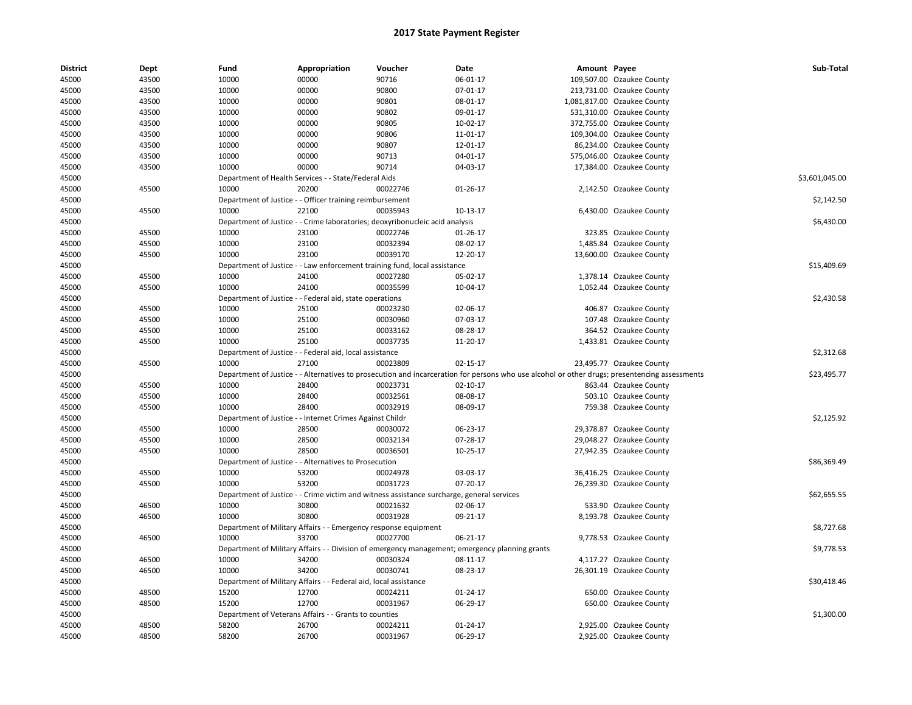# 2017 State Payment Register

| District | Dept | Fund | Appropriation | Voucher | Date | Amount | Payee | Sub-Total |
|---|---|---|---|---|---|---|---|---|
| 45000 | 43500 | 10000 | 00000 | 90716 | 06-01-17 | 109,507.00 | Ozaukee County | |
| 45000 | 43500 | 10000 | 00000 | 90800 | 07-01-17 | 213,731.00 | Ozaukee County | |
| 45000 | 43500 | 10000 | 00000 | 90801 | 08-01-17 | 1,081,817.00 | Ozaukee County | |
| 45000 | 43500 | 10000 | 00000 | 90802 | 09-01-17 | 531,310.00 | Ozaukee County | |
| 45000 | 43500 | 10000 | 00000 | 90805 | 10-02-17 | 372,755.00 | Ozaukee County | |
| 45000 | 43500 | 10000 | 00000 | 90806 | 11-01-17 | 109,304.00 | Ozaukee County | |
| 45000 | 43500 | 10000 | 00000 | 90807 | 12-01-17 | 86,234.00 | Ozaukee County | |
| 45000 | 43500 | 10000 | 00000 | 90713 | 04-01-17 | 575,046.00 | Ozaukee County | |
| 45000 | 43500 | 10000 | 00000 | 90714 | 04-03-17 | 17,384.00 | Ozaukee County | |
| 45000 | | Department of Health Services - - State/Federal Aids | | | | | | $3,601,045.00 |
| 45000 | 45500 | 10000 | 20200 | 00022746 | 01-26-17 | 2,142.50 | Ozaukee County | |
| 45000 | | Department of Justice - - Officer training reimbursement | | | | | | $2,142.50 |
| 45000 | 45500 | 10000 | 22100 | 00035943 | 10-13-17 | 6,430.00 | Ozaukee County | |
| 45000 | | Department of Justice - - Crime laboratories; deoxyribonucleic acid analysis | | | | | | $6,430.00 |
| 45000 | 45500 | 10000 | 23100 | 00022746 | 01-26-17 | 323.85 | Ozaukee County | |
| 45000 | 45500 | 10000 | 23100 | 00032394 | 08-02-17 | 1,485.84 | Ozaukee County | |
| 45000 | 45500 | 10000 | 23100 | 00039170 | 12-20-17 | 13,600.00 | Ozaukee County | |
| 45000 | | Department of Justice - - Law enforcement training fund, local assistance | | | | | | $15,409.69 |
| 45000 | 45500 | 10000 | 24100 | 00027280 | 05-02-17 | 1,378.14 | Ozaukee County | |
| 45000 | 45500 | 10000 | 24100 | 00035599 | 10-04-17 | 1,052.44 | Ozaukee County | |
| 45000 | | Department of Justice - - Federal aid, state operations | | | | | | $2,430.58 |
| 45000 | 45500 | 10000 | 25100 | 00023230 | 02-06-17 | 406.87 | Ozaukee County | |
| 45000 | 45500 | 10000 | 25100 | 00030960 | 07-03-17 | 107.48 | Ozaukee County | |
| 45000 | 45500 | 10000 | 25100 | 00033162 | 08-28-17 | 364.52 | Ozaukee County | |
| 45000 | 45500 | 10000 | 25100 | 00037735 | 11-20-17 | 1,433.81 | Ozaukee County | |
| 45000 | | Department of Justice - - Federal aid, local assistance | | | | | | $2,312.68 |
| 45000 | 45500 | 10000 | 27100 | 00023809 | 02-15-17 | 23,495.77 | Ozaukee County | |
| 45000 | | Department of Justice - - Alternatives to prosecution and incarceration for persons who use alcohol or other drugs; presentencing assessments | | | | | | $23,495.77 |
| 45000 | 45500 | 10000 | 28400 | 00023731 | 02-10-17 | 863.44 | Ozaukee County | |
| 45000 | 45500 | 10000 | 28400 | 00032561 | 08-08-17 | 503.10 | Ozaukee County | |
| 45000 | 45500 | 10000 | 28400 | 00032919 | 08-09-17 | 759.38 | Ozaukee County | |
| 45000 | | Department of Justice - - Internet Crimes Against Childr | | | | | | $2,125.92 |
| 45000 | 45500 | 10000 | 28500 | 00030072 | 06-23-17 | 29,378.87 | Ozaukee County | |
| 45000 | 45500 | 10000 | 28500 | 00032134 | 07-28-17 | 29,048.27 | Ozaukee County | |
| 45000 | 45500 | 10000 | 28500 | 00036501 | 10-25-17 | 27,942.35 | Ozaukee County | |
| 45000 | | Department of Justice - - Alternatives to Prosecution | | | | | | $86,369.49 |
| 45000 | 45500 | 10000 | 53200 | 00024978 | 03-03-17 | 36,416.25 | Ozaukee County | |
| 45000 | 45500 | 10000 | 53200 | 00031723 | 07-20-17 | 26,239.30 | Ozaukee County | |
| 45000 | | Department of Justice - - Crime victim and witness assistance surcharge, general services | | | | | | $62,655.55 |
| 45000 | 46500 | 10000 | 30800 | 00021632 | 02-06-17 | 533.90 | Ozaukee County | |
| 45000 | 46500 | 10000 | 30800 | 00031928 | 09-21-17 | 8,193.78 | Ozaukee County | |
| 45000 | | Department of Military Affairs - - Emergency response equipment | | | | | | $8,727.68 |
| 45000 | 46500 | 10000 | 33700 | 00027700 | 06-21-17 | 9,778.53 | Ozaukee County | |
| 45000 | | Department of Military Affairs - - Division of emergency management; emergency planning grants | | | | | | $9,778.53 |
| 45000 | 46500 | 10000 | 34200 | 00030324 | 08-11-17 | 4,117.27 | Ozaukee County | |
| 45000 | 46500 | 10000 | 34200 | 00030741 | 08-23-17 | 26,301.19 | Ozaukee County | |
| 45000 | | Department of Military Affairs - - Federal aid, local assistance | | | | | | $30,418.46 |
| 45000 | 48500 | 15200 | 12700 | 00024211 | 01-24-17 | 650.00 | Ozaukee County | |
| 45000 | 48500 | 15200 | 12700 | 00031967 | 06-29-17 | 650.00 | Ozaukee County | |
| 45000 | | Department of Veterans Affairs - - Grants to counties | | | | | | $1,300.00 |
| 45000 | 48500 | 58200 | 26700 | 00024211 | 01-24-17 | 2,925.00 | Ozaukee County | |
| 45000 | 48500 | 58200 | 26700 | 00031967 | 06-29-17 | 2,925.00 | Ozaukee County | |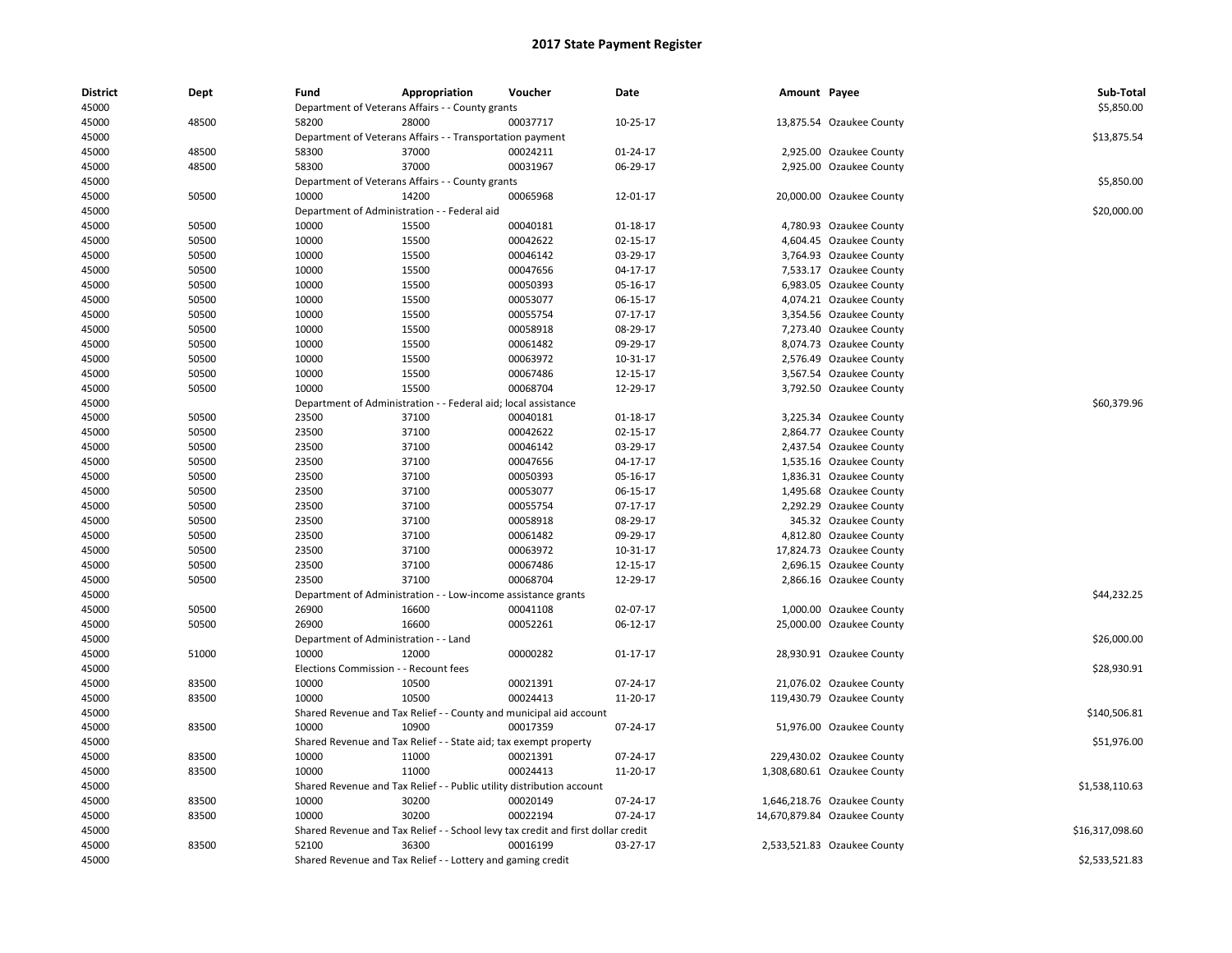# 2017 State Payment Register

| District | Dept | Fund | Appropriation | Voucher | Date | Amount | Payee | Sub-Total |
|---|---|---|---|---|---|---|---|---|
| 45000 | | Department of Veterans Affairs - - County grants | | | | | | $5,850.00 |
| 45000 | 48500 | 58200 | 28000 | 00037717 | 10-25-17 | 13,875.54 | Ozaukee County | |
| 45000 | | Department of Veterans Affairs - - Transportation payment | | | | | | $13,875.54 |
| 45000 | 48500 | 58300 | 37000 | 00024211 | 01-24-17 | 2,925.00 | Ozaukee County | |
| 45000 | 48500 | 58300 | 37000 | 00031967 | 06-29-17 | 2,925.00 | Ozaukee County | |
| 45000 | | Department of Veterans Affairs - - County grants | | | | | | $5,850.00 |
| 45000 | 50500 | 10000 | 14200 | 00065968 | 12-01-17 | 20,000.00 | Ozaukee County | |
| 45000 | | Department of Administration - - Federal aid | | | | | | $20,000.00 |
| 45000 | 50500 | 10000 | 15500 | 00040181 | 01-18-17 | 4,780.93 | Ozaukee County | |
| 45000 | 50500 | 10000 | 15500 | 00042622 | 02-15-17 | 4,604.45 | Ozaukee County | |
| 45000 | 50500 | 10000 | 15500 | 00046142 | 03-29-17 | 3,764.93 | Ozaukee County | |
| 45000 | 50500 | 10000 | 15500 | 00047656 | 04-17-17 | 7,533.17 | Ozaukee County | |
| 45000 | 50500 | 10000 | 15500 | 00050393 | 05-16-17 | 6,983.05 | Ozaukee County | |
| 45000 | 50500 | 10000 | 15500 | 00053077 | 06-15-17 | 4,074.21 | Ozaukee County | |
| 45000 | 50500 | 10000 | 15500 | 00055754 | 07-17-17 | 3,354.56 | Ozaukee County | |
| 45000 | 50500 | 10000 | 15500 | 00058918 | 08-29-17 | 7,273.40 | Ozaukee County | |
| 45000 | 50500 | 10000 | 15500 | 00061482 | 09-29-17 | 8,074.73 | Ozaukee County | |
| 45000 | 50500 | 10000 | 15500 | 00063972 | 10-31-17 | 2,576.49 | Ozaukee County | |
| 45000 | 50500 | 10000 | 15500 | 00067486 | 12-15-17 | 3,567.54 | Ozaukee County | |
| 45000 | 50500 | 10000 | 15500 | 00068704 | 12-29-17 | 3,792.50 | Ozaukee County | |
| 45000 | | Department of Administration - - Federal aid; local assistance | | | | | | $60,379.96 |
| 45000 | 50500 | 23500 | 37100 | 00040181 | 01-18-17 | 3,225.34 | Ozaukee County | |
| 45000 | 50500 | 23500 | 37100 | 00042622 | 02-15-17 | 2,864.77 | Ozaukee County | |
| 45000 | 50500 | 23500 | 37100 | 00046142 | 03-29-17 | 2,437.54 | Ozaukee County | |
| 45000 | 50500 | 23500 | 37100 | 00047656 | 04-17-17 | 1,535.16 | Ozaukee County | |
| 45000 | 50500 | 23500 | 37100 | 00050393 | 05-16-17 | 1,836.31 | Ozaukee County | |
| 45000 | 50500 | 23500 | 37100 | 00053077 | 06-15-17 | 1,495.68 | Ozaukee County | |
| 45000 | 50500 | 23500 | 37100 | 00055754 | 07-17-17 | 2,292.29 | Ozaukee County | |
| 45000 | 50500 | 23500 | 37100 | 00058918 | 08-29-17 | 345.32 | Ozaukee County | |
| 45000 | 50500 | 23500 | 37100 | 00061482 | 09-29-17 | 4,812.80 | Ozaukee County | |
| 45000 | 50500 | 23500 | 37100 | 00063972 | 10-31-17 | 17,824.73 | Ozaukee County | |
| 45000 | 50500 | 23500 | 37100 | 00067486 | 12-15-17 | 2,696.15 | Ozaukee County | |
| 45000 | 50500 | 23500 | 37100 | 00068704 | 12-29-17 | 2,866.16 | Ozaukee County | |
| 45000 | | Department of Administration - - Low-income assistance grants | | | | | | $44,232.25 |
| 45000 | 50500 | 26900 | 16600 | 00041108 | 02-07-17 | 1,000.00 | Ozaukee County | |
| 45000 | 50500 | 26900 | 16600 | 00052261 | 06-12-17 | 25,000.00 | Ozaukee County | |
| 45000 | | Department of Administration - - Land | | | | | | $26,000.00 |
| 45000 | 51000 | 10000 | 12000 | 00000282 | 01-17-17 | 28,930.91 | Ozaukee County | |
| 45000 | | Elections Commission - - Recount fees | | | | | | $28,930.91 |
| 45000 | 83500 | 10000 | 10500 | 00021391 | 07-24-17 | 21,076.02 | Ozaukee County | |
| 45000 | 83500 | 10000 | 10500 | 00024413 | 11-20-17 | 119,430.79 | Ozaukee County | |
| 45000 | | Shared Revenue and Tax Relief - - County and municipal aid account | | | | | | $140,506.81 |
| 45000 | 83500 | 10000 | 10900 | 00017359 | 07-24-17 | 51,976.00 | Ozaukee County | |
| 45000 | | Shared Revenue and Tax Relief - - State aid; tax exempt property | | | | | | $51,976.00 |
| 45000 | 83500 | 10000 | 11000 | 00021391 | 07-24-17 | 229,430.02 | Ozaukee County | |
| 45000 | 83500 | 10000 | 11000 | 00024413 | 11-20-17 | 1,308,680.61 | Ozaukee County | |
| 45000 | | Shared Revenue and Tax Relief - - Public utility distribution account | | | | | | $1,538,110.63 |
| 45000 | 83500 | 10000 | 30200 | 00020149 | 07-24-17 | 1,646,218.76 | Ozaukee County | |
| 45000 | 83500 | 10000 | 30200 | 00022194 | 07-24-17 | 14,670,879.84 | Ozaukee County | |
| 45000 | | Shared Revenue and Tax Relief - - School levy tax credit and first dollar credit | | | | | | $16,317,098.60 |
| 45000 | 83500 | 52100 | 36300 | 00016199 | 03-27-17 | 2,533,521.83 | Ozaukee County | |
| 45000 | | Shared Revenue and Tax Relief - - Lottery and gaming credit | | | | | | $2,533,521.83 |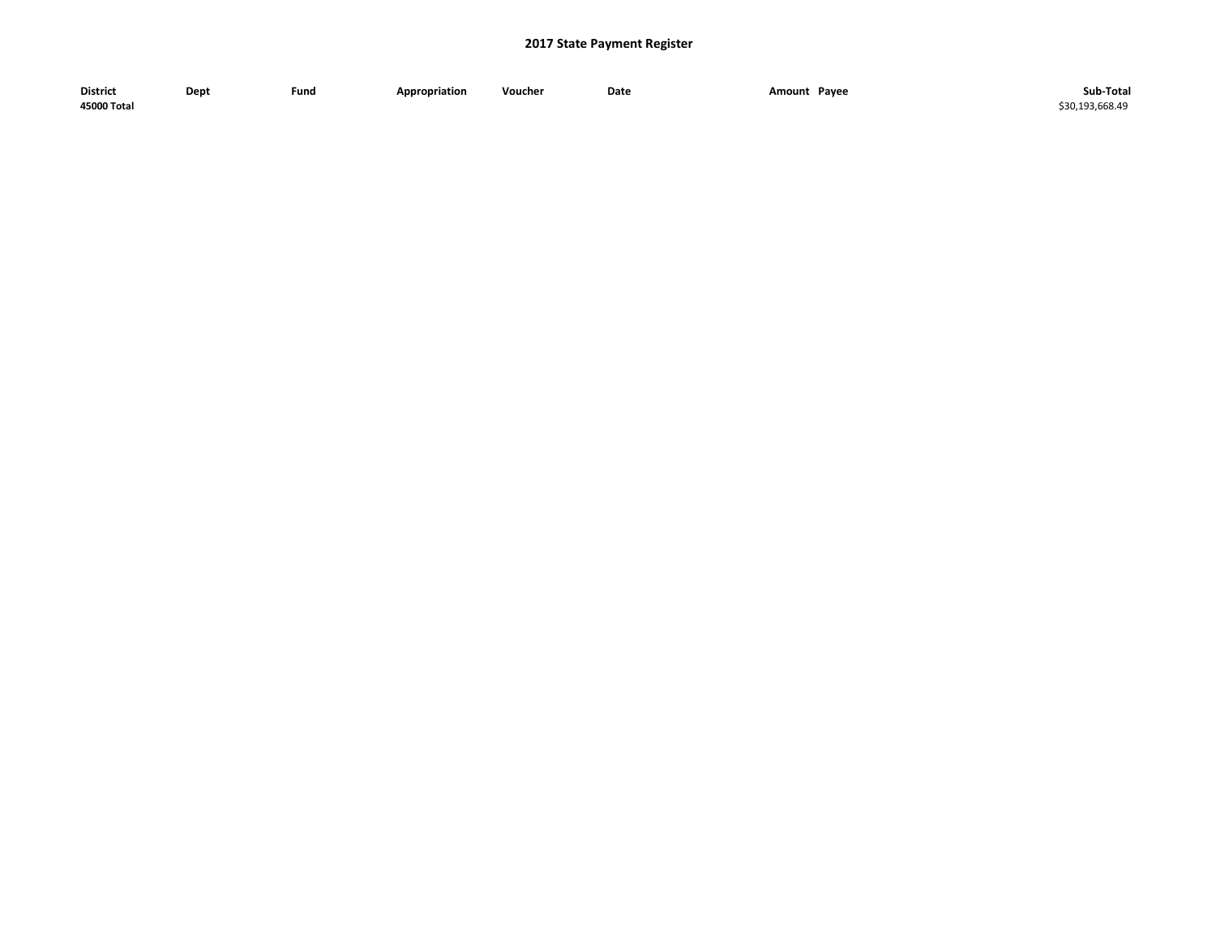# 2017 State Payment Register

| District | Dept | Fund | Appropriation | Voucher | Date | Amount | Payee | Sub-Total |
|---|---|---|---|---|---|---|---|---|
| **45000 Total** | | | | | | | | $30,193,668.49 |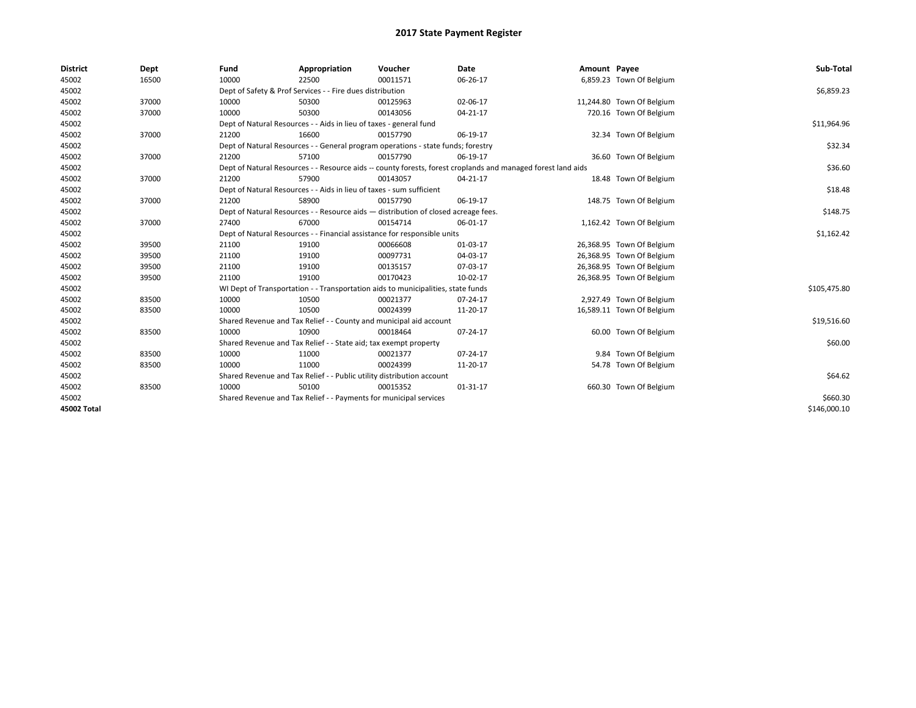# 2017 State Payment Register

| District | Dept | Fund | Appropriation | Voucher | Date | Amount | Payee | Sub-Total |
|---|---|---|---|---|---|---|---|---|
| 45002 | 16500 | 10000 | 22500 | 00011571 | 06-26-17 | 6,859.23 | Town Of Belgium | |
| 45002 | | Dept of Safety & Prof Services - - Fire dues distribution | | | | | | $6,859.23 |
| 45002 | 37000 | 10000 | 50300 | 00125963 | 02-06-17 | 11,244.80 | Town Of Belgium | |
| 45002 | 37000 | 10000 | 50300 | 00143056 | 04-21-17 | 720.16 | Town Of Belgium | |
| 45002 | | Dept of Natural Resources - - Aids in lieu of taxes - general fund | | | | | | $11,964.96 |
| 45002 | 37000 | 21200 | 16600 | 00157790 | 06-19-17 | 32.34 | Town Of Belgium | |
| 45002 | | Dept of Natural Resources - - General program operations - state funds; forestry | | | | | | $32.34 |
| 45002 | 37000 | 21200 | 57100 | 00157790 | 06-19-17 | 36.60 | Town Of Belgium | |
| 45002 | | Dept of Natural Resources - - Resource aids -- county forests, forest croplands and managed forest land aids | | | | | | $36.60 |
| 45002 | 37000 | 21200 | 57900 | 00143057 | 04-21-17 | 18.48 | Town Of Belgium | |
| 45002 | | Dept of Natural Resources - - Aids in lieu of taxes - sum sufficient | | | | | | $18.48 |
| 45002 | 37000 | 21200 | 58900 | 00157790 | 06-19-17 | 148.75 | Town Of Belgium | |
| 45002 | | Dept of Natural Resources - - Resource aids — distribution of closed acreage fees. | | | | | | $148.75 |
| 45002 | 37000 | 27400 | 67000 | 00154714 | 06-01-17 | 1,162.42 | Town Of Belgium | |
| 45002 | | Dept of Natural Resources - - Financial assistance for responsible units | | | | | | $1,162.42 |
| 45002 | 39500 | 21100 | 19100 | 00066608 | 01-03-17 | 26,368.95 | Town Of Belgium | |
| 45002 | 39500 | 21100 | 19100 | 00097731 | 04-03-17 | 26,368.95 | Town Of Belgium | |
| 45002 | 39500 | 21100 | 19100 | 00135157 | 07-03-17 | 26,368.95 | Town Of Belgium | |
| 45002 | 39500 | 21100 | 19100 | 00170423 | 10-02-17 | 26,368.95 | Town Of Belgium | |
| 45002 | | WI Dept of Transportation - - Transportation aids to municipalities, state funds | | | | | | $105,475.80 |
| 45002 | 83500 | 10000 | 10500 | 00021377 | 07-24-17 | 2,927.49 | Town Of Belgium | |
| 45002 | 83500 | 10000 | 10500 | 00024399 | 11-20-17 | 16,589.11 | Town Of Belgium | |
| 45002 | | Shared Revenue and Tax Relief - - County and municipal aid account | | | | | | $19,516.60 |
| 45002 | 83500 | 10000 | 10900 | 00018464 | 07-24-17 | 60.00 | Town Of Belgium | |
| 45002 | | Shared Revenue and Tax Relief - - State aid; tax exempt property | | | | | | $60.00 |
| 45002 | 83500 | 10000 | 11000 | 00021377 | 07-24-17 | 9.84 | Town Of Belgium | |
| 45002 | 83500 | 10000 | 11000 | 00024399 | 11-20-17 | 54.78 | Town Of Belgium | |
| 45002 | | Shared Revenue and Tax Relief - - Public utility distribution account | | | | | | $64.62 |
| 45002 | 83500 | 10000 | 50100 | 00015352 | 01-31-17 | 660.30 | Town Of Belgium | |
| 45002 | | Shared Revenue and Tax Relief - - Payments for municipal services | | | | | | $660.30 |
| **45002 Total** | | | | | | | | $146,000.10 |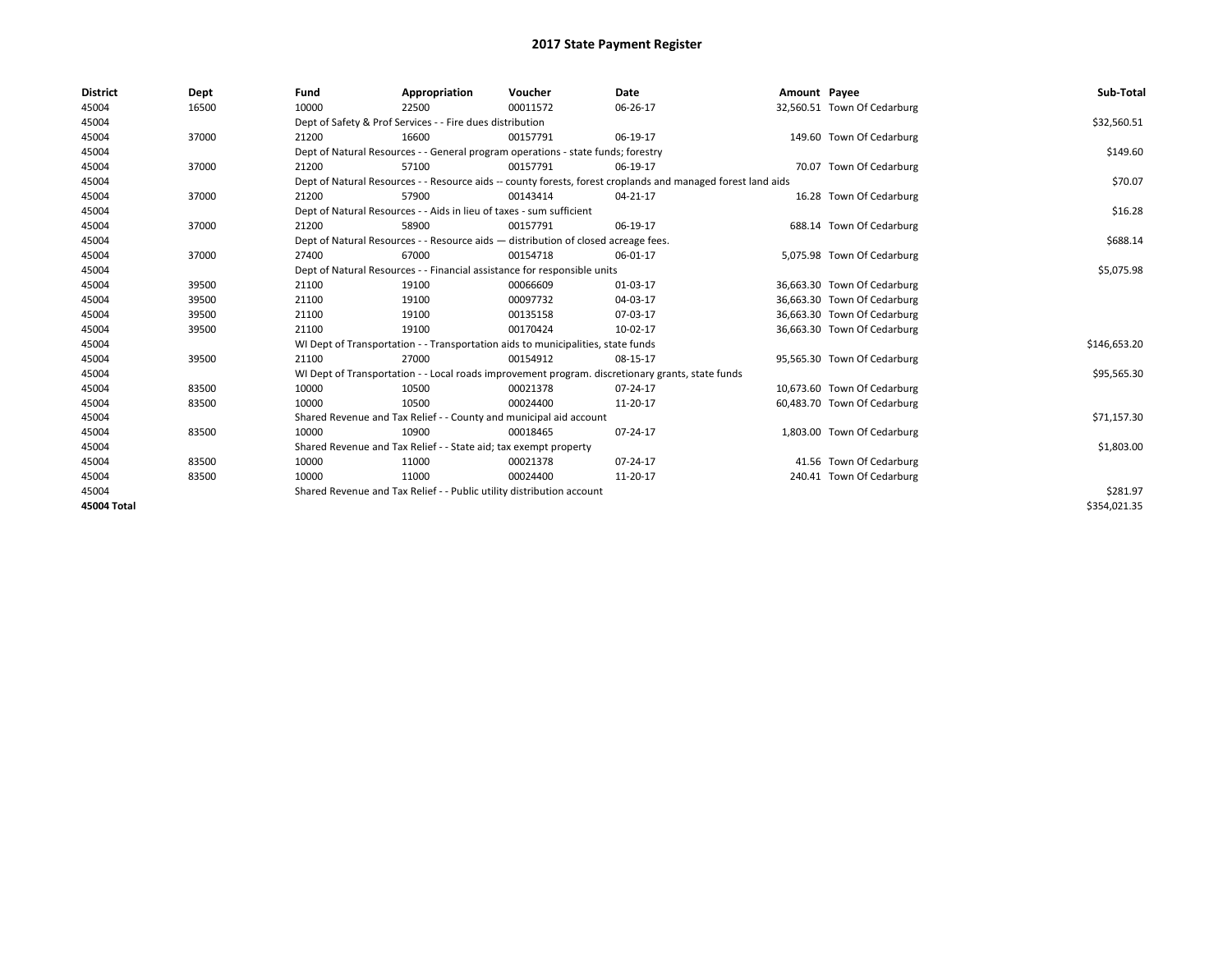# 2017 State Payment Register

| District | Dept | Fund | Appropriation | Voucher | Date | Amount | Payee | Sub-Total |
|---|---|---|---|---|---|---|---|---|
| 45004 | 16500 | 10000 | 22500 | 00011572 | 06-26-17 | 32,560.51 | Town Of Cedarburg | |
| 45004 | | Dept of Safety & Prof Services - - Fire dues distribution | | | | | | $32,560.51 |
| 45004 | 37000 | 21200 | 16600 | 00157791 | 06-19-17 | 149.60 | Town Of Cedarburg | |
| 45004 | | Dept of Natural Resources - - General program operations - state funds; forestry | | | | | | $149.60 |
| 45004 | 37000 | 21200 | 57100 | 00157791 | 06-19-17 | 70.07 | Town Of Cedarburg | |
| 45004 | | Dept of Natural Resources - - Resource aids -- county forests, forest croplands and managed forest land aids | | | | | | $70.07 |
| 45004 | 37000 | 21200 | 57900 | 00143414 | 04-21-17 | 16.28 | Town Of Cedarburg | |
| 45004 | | Dept of Natural Resources - - Aids in lieu of taxes - sum sufficient | | | | | | $16.28 |
| 45004 | 37000 | 21200 | 58900 | 00157791 | 06-19-17 | 688.14 | Town Of Cedarburg | |
| 45004 | | Dept of Natural Resources - - Resource aids — distribution of closed acreage fees. | | | | | | $688.14 |
| 45004 | 37000 | 27400 | 67000 | 00154718 | 06-01-17 | 5,075.98 | Town Of Cedarburg | |
| 45004 | | Dept of Natural Resources - - Financial assistance for responsible units | | | | | | $5,075.98 |
| 45004 | 39500 | 21100 | 19100 | 00066609 | 01-03-17 | 36,663.30 | Town Of Cedarburg | |
| 45004 | 39500 | 21100 | 19100 | 00097732 | 04-03-17 | 36,663.30 | Town Of Cedarburg | |
| 45004 | 39500 | 21100 | 19100 | 00135158 | 07-03-17 | 36,663.30 | Town Of Cedarburg | |
| 45004 | 39500 | 21100 | 19100 | 00170424 | 10-02-17 | 36,663.30 | Town Of Cedarburg | |
| 45004 | | WI Dept of Transportation - - Transportation aids to municipalities, state funds | | | | | | $146,653.20 |
| 45004 | 39500 | 21100 | 27000 | 00154912 | 08-15-17 | 95,565.30 | Town Of Cedarburg | |
| 45004 | | WI Dept of Transportation - - Local roads improvement program. discretionary grants, state funds | | | | | | $95,565.30 |
| 45004 | 83500 | 10000 | 10500 | 00021378 | 07-24-17 | 10,673.60 | Town Of Cedarburg | |
| 45004 | 83500 | 10000 | 10500 | 00024400 | 11-20-17 | 60,483.70 | Town Of Cedarburg | |
| 45004 | | Shared Revenue and Tax Relief - - County and municipal aid account | | | | | | $71,157.30 |
| 45004 | 83500 | 10000 | 10900 | 00018465 | 07-24-17 | 1,803.00 | Town Of Cedarburg | |
| 45004 | | Shared Revenue and Tax Relief - - State aid; tax exempt property | | | | | | $1,803.00 |
| 45004 | 83500 | 10000 | 11000 | 00021378 | 07-24-17 | 41.56 | Town Of Cedarburg | |
| 45004 | 83500 | 10000 | 11000 | 00024400 | 11-20-17 | 240.41 | Town Of Cedarburg | |
| 45004 | | Shared Revenue and Tax Relief - - Public utility distribution account | | | | | | $281.97 |
| 45004 Total | | | | | | | | $354,021.35 |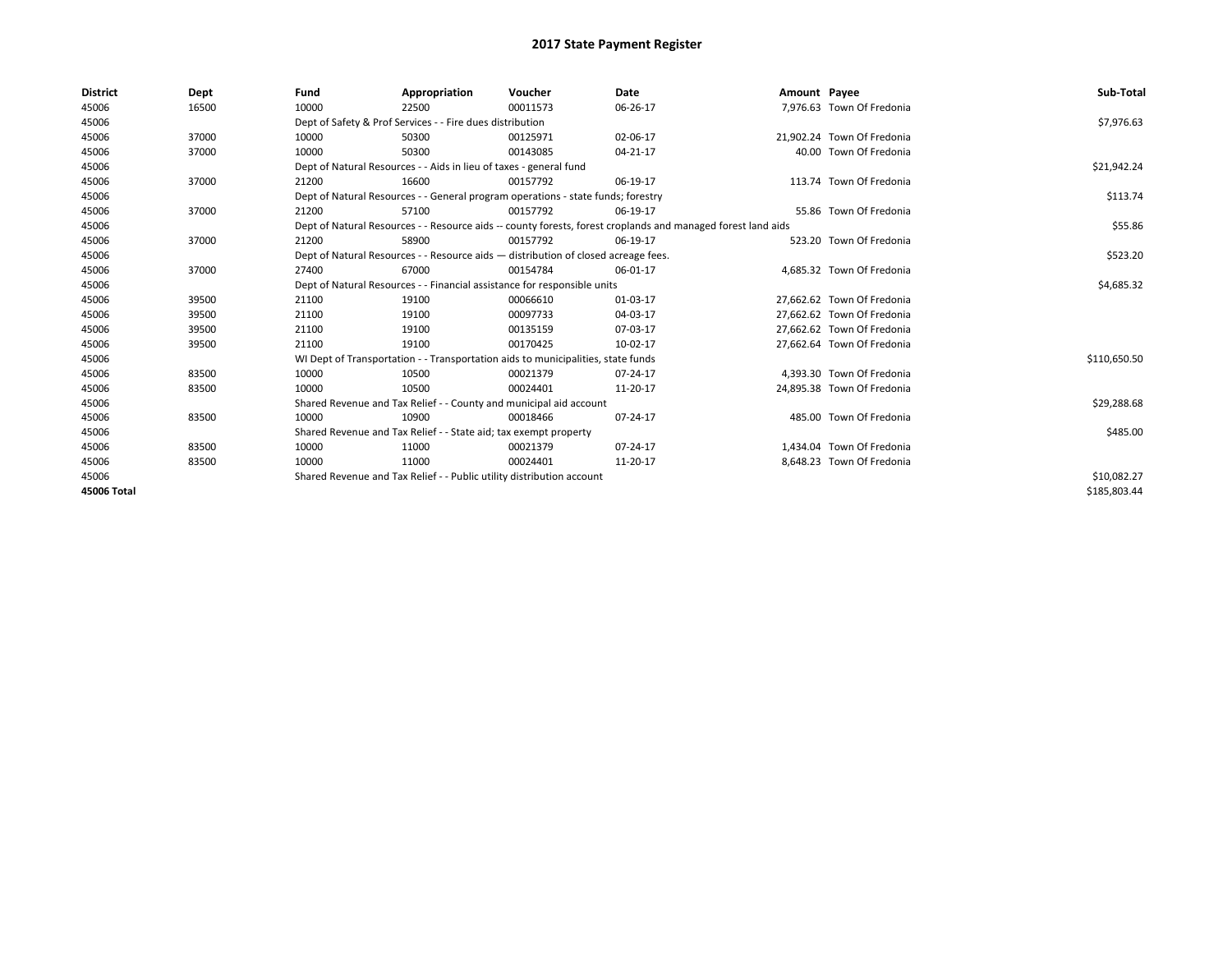# 2017 State Payment Register

| District | Dept | Fund | Appropriation | Voucher | Date | Amount | Payee | Sub-Total |
|---|---|---|---|---|---|---|---|---|
| 45006 | 16500 | 10000 | 22500 | 00011573 | 06-26-17 | 7,976.63 | Town Of Fredonia | |
| 45006 | | Dept of Safety & Prof Services - - Fire dues distribution | | | | | | $7,976.63 |
| 45006 | 37000 | 10000 | 50300 | 00125971 | 02-06-17 | 21,902.24 | Town Of Fredonia | |
| 45006 | 37000 | 10000 | 50300 | 00143085 | 04-21-17 | 40.00 | Town Of Fredonia | |
| 45006 | | Dept of Natural Resources - - Aids in lieu of taxes - general fund | | | | | | $21,942.24 |
| 45006 | 37000 | 21200 | 16600 | 00157792 | 06-19-17 | 113.74 | Town Of Fredonia | |
| 45006 | | Dept of Natural Resources - - General program operations - state funds; forestry | | | | | | $113.74 |
| 45006 | 37000 | 21200 | 57100 | 00157792 | 06-19-17 | 55.86 | Town Of Fredonia | |
| 45006 | | Dept of Natural Resources - - Resource aids -- county forests, forest croplands and managed forest land aids | | | | | | $55.86 |
| 45006 | 37000 | 21200 | 58900 | 00157792 | 06-19-17 | 523.20 | Town Of Fredonia | |
| 45006 | | Dept of Natural Resources - - Resource aids — distribution of closed acreage fees. | | | | | | $523.20 |
| 45006 | 37000 | 27400 | 67000 | 00154784 | 06-01-17 | 4,685.32 | Town Of Fredonia | |
| 45006 | | Dept of Natural Resources - - Financial assistance for responsible units | | | | | | $4,685.32 |
| 45006 | 39500 | 21100 | 19100 | 00066610 | 01-03-17 | 27,662.62 | Town Of Fredonia | |
| 45006 | 39500 | 21100 | 19100 | 00097733 | 04-03-17 | 27,662.62 | Town Of Fredonia | |
| 45006 | 39500 | 21100 | 19100 | 00135159 | 07-03-17 | 27,662.62 | Town Of Fredonia | |
| 45006 | 39500 | 21100 | 19100 | 00170425 | 10-02-17 | 27,662.64 | Town Of Fredonia | |
| 45006 | | WI Dept of Transportation - - Transportation aids to municipalities, state funds | | | | | | $110,650.50 |
| 45006 | 83500 | 10000 | 10500 | 00021379 | 07-24-17 | 4,393.30 | Town Of Fredonia | |
| 45006 | 83500 | 10000 | 10500 | 00024401 | 11-20-17 | 24,895.38 | Town Of Fredonia | |
| 45006 | | Shared Revenue and Tax Relief - - County and municipal aid account | | | | | | $29,288.68 |
| 45006 | 83500 | 10000 | 10900 | 00018466 | 07-24-17 | 485.00 | Town Of Fredonia | |
| 45006 | | Shared Revenue and Tax Relief - - State aid; tax exempt property | | | | | | $485.00 |
| 45006 | 83500 | 10000 | 11000 | 00021379 | 07-24-17 | 1,434.04 | Town Of Fredonia | |
| 45006 | 83500 | 10000 | 11000 | 00024401 | 11-20-17 | 8,648.23 | Town Of Fredonia | |
| 45006 | | Shared Revenue and Tax Relief - - Public utility distribution account | | | | | | $10,082.27 |
| 45006 Total | | | | | | | | $185,803.44 |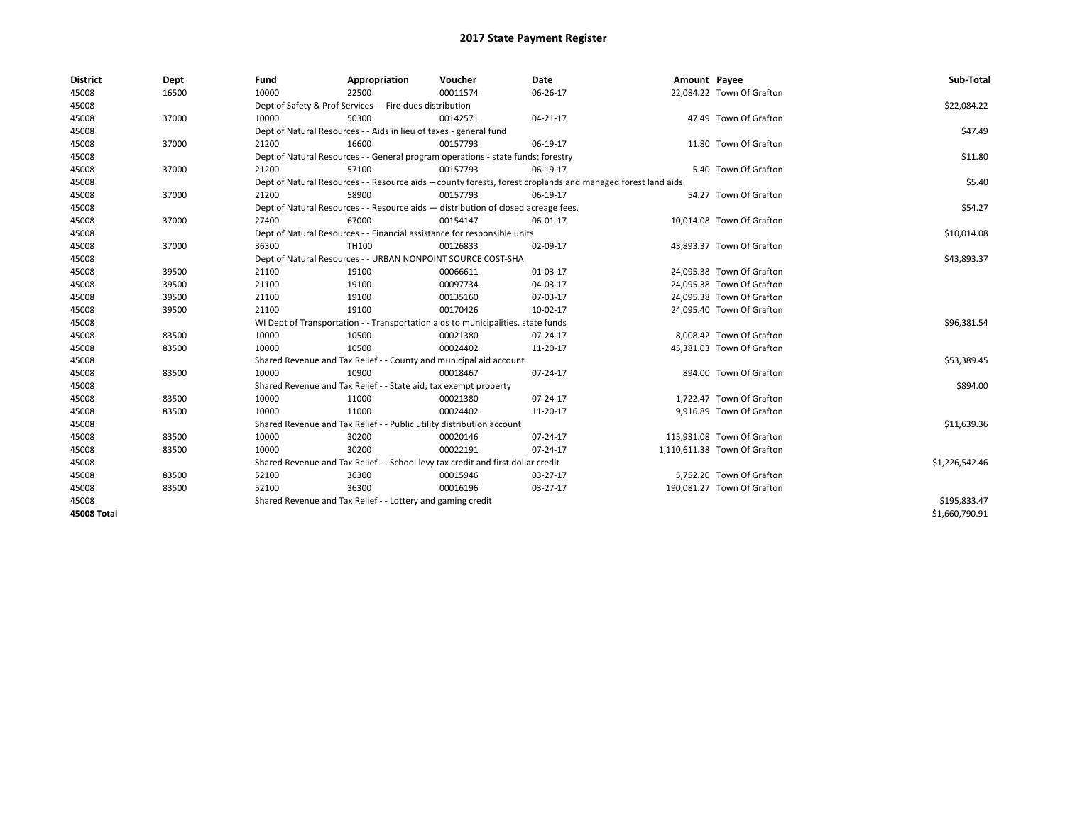# 2017 State Payment Register

| District | Dept | Fund | Appropriation | Voucher | Date | Amount | Payee | Sub-Total |
|---|---|---|---|---|---|---|---|---|
| 45008 | 16500 | 10000 | 22500 | 00011574 | 06-26-17 | 22,084.22 | Town Of Grafton | |
| 45008 | | Dept of Safety & Prof Services - - Fire dues distribution | | | | | | $22,084.22 |
| 45008 | 37000 | 10000 | 50300 | 00142571 | 04-21-17 | 47.49 | Town Of Grafton | |
| 45008 | | Dept of Natural Resources - - Aids in lieu of taxes - general fund | | | | | | $47.49 |
| 45008 | 37000 | 21200 | 16600 | 00157793 | 06-19-17 | 11.80 | Town Of Grafton | |
| 45008 | | Dept of Natural Resources - - General program operations - state funds; forestry | | | | | | $11.80 |
| 45008 | 37000 | 21200 | 57100 | 00157793 | 06-19-17 | 5.40 | Town Of Grafton | |
| 45008 | | Dept of Natural Resources - - Resource aids -- county forests, forest croplands and managed forest land aids | | | | | | $5.40 |
| 45008 | 37000 | 21200 | 58900 | 00157793 | 06-19-17 | 54.27 | Town Of Grafton | |
| 45008 | | Dept of Natural Resources - - Resource aids — distribution of closed acreage fees. | | | | | | $54.27 |
| 45008 | 37000 | 27400 | 67000 | 00154147 | 06-01-17 | 10,014.08 | Town Of Grafton | |
| 45008 | | Dept of Natural Resources - - Financial assistance for responsible units | | | | | | $10,014.08 |
| 45008 | 37000 | 36300 | TH100 | 00126833 | 02-09-17 | 43,893.37 | Town Of Grafton | |
| 45008 | | Dept of Natural Resources - - URBAN NONPOINT SOURCE COST-SHA | | | | | | $43,893.37 |
| 45008 | 39500 | 21100 | 19100 | 00066611 | 01-03-17 | 24,095.38 | Town Of Grafton | |
| 45008 | 39500 | 21100 | 19100 | 00097734 | 04-03-17 | 24,095.38 | Town Of Grafton | |
| 45008 | 39500 | 21100 | 19100 | 00135160 | 07-03-17 | 24,095.38 | Town Of Grafton | |
| 45008 | 39500 | 21100 | 19100 | 00170426 | 10-02-17 | 24,095.40 | Town Of Grafton | |
| 45008 | | WI Dept of Transportation - - Transportation aids to municipalities, state funds | | | | | | $96,381.54 |
| 45008 | 83500 | 10000 | 10500 | 00021380 | 07-24-17 | 8,008.42 | Town Of Grafton | |
| 45008 | 83500 | 10000 | 10500 | 00024402 | 11-20-17 | 45,381.03 | Town Of Grafton | |
| 45008 | | Shared Revenue and Tax Relief - - County and municipal aid account | | | | | | $53,389.45 |
| 45008 | 83500 | 10000 | 10900 | 00018467 | 07-24-17 | 894.00 | Town Of Grafton | |
| 45008 | | Shared Revenue and Tax Relief - - State aid; tax exempt property | | | | | | $894.00 |
| 45008 | 83500 | 10000 | 11000 | 00021380 | 07-24-17 | 1,722.47 | Town Of Grafton | |
| 45008 | 83500 | 10000 | 11000 | 00024402 | 11-20-17 | 9,916.89 | Town Of Grafton | |
| 45008 | | Shared Revenue and Tax Relief - - Public utility distribution account | | | | | | $11,639.36 |
| 45008 | 83500 | 10000 | 30200 | 00020146 | 07-24-17 | 115,931.08 | Town Of Grafton | |
| 45008 | 83500 | 10000 | 30200 | 00022191 | 07-24-17 | 1,110,611.38 | Town Of Grafton | |
| 45008 | | Shared Revenue and Tax Relief - - School levy tax credit and first dollar credit | | | | | | $1,226,542.46 |
| 45008 | 83500 | 52100 | 36300 | 00015946 | 03-27-17 | 5,752.20 | Town Of Grafton | |
| 45008 | 83500 | 52100 | 36300 | 00016196 | 03-27-17 | 190,081.27 | Town Of Grafton | |
| 45008 | | Shared Revenue and Tax Relief - - Lottery and gaming credit | | | | | | $195,833.47 |
| **45008 Total** | | | | | | | | $1,660,790.91 |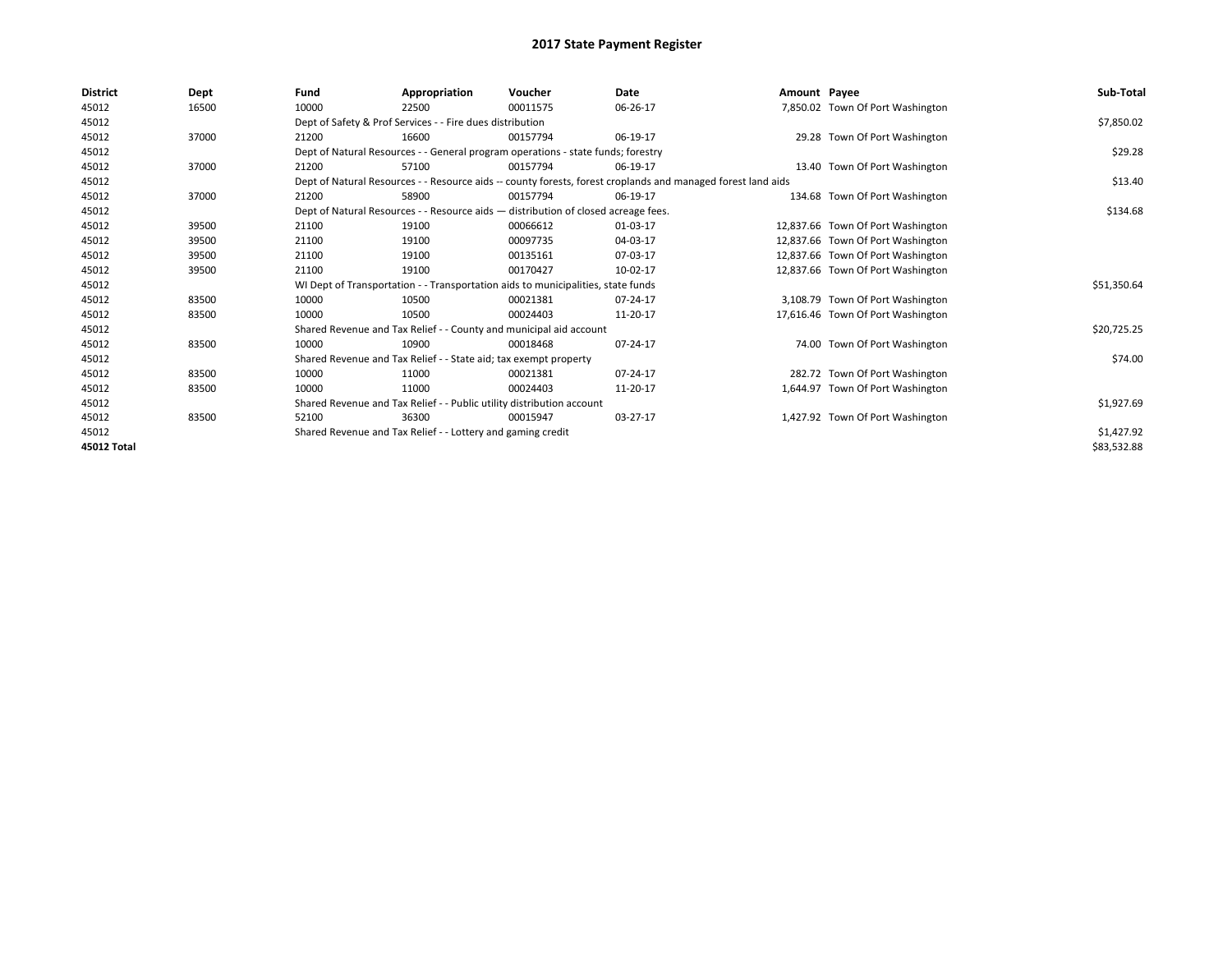# 2017 State Payment Register

| District | Dept | Fund | Appropriation | Voucher | Date | Amount | Payee | Sub-Total |
|---|---|---|---|---|---|---|---|---|
| 45012 | 16500 | 10000 | 22500 | 00011575 | 06-26-17 | 7,850.02 | Town Of Port Washington | |
| 45012 | | Dept of Safety & Prof Services - - Fire dues distribution | | | | | | $7,850.02 |
| 45012 | 37000 | 21200 | 16600 | 00157794 | 06-19-17 | 29.28 | Town Of Port Washington | |
| 45012 | | Dept of Natural Resources - - General program operations - state funds; forestry | | | | | | $29.28 |
| 45012 | 37000 | 21200 | 57100 | 00157794 | 06-19-17 | 13.40 | Town Of Port Washington | |
| 45012 | | Dept of Natural Resources - - Resource aids -- county forests, forest croplands and managed forest land aids | | | | | | $13.40 |
| 45012 | 37000 | 21200 | 58900 | 00157794 | 06-19-17 | 134.68 | Town Of Port Washington | |
| 45012 | | Dept of Natural Resources - - Resource aids — distribution of closed acreage fees. | | | | | | $134.68 |
| 45012 | 39500 | 21100 | 19100 | 00066612 | 01-03-17 | 12,837.66 | Town Of Port Washington | |
| 45012 | 39500 | 21100 | 19100 | 00097735 | 04-03-17 | 12,837.66 | Town Of Port Washington | |
| 45012 | 39500 | 21100 | 19100 | 00135161 | 07-03-17 | 12,837.66 | Town Of Port Washington | |
| 45012 | 39500 | 21100 | 19100 | 00170427 | 10-02-17 | 12,837.66 | Town Of Port Washington | |
| 45012 | | WI Dept of Transportation - - Transportation aids to municipalities, state funds | | | | | | $51,350.64 |
| 45012 | 83500 | 10000 | 10500 | 00021381 | 07-24-17 | 3,108.79 | Town Of Port Washington | |
| 45012 | 83500 | 10000 | 10500 | 00024403 | 11-20-17 | 17,616.46 | Town Of Port Washington | |
| 45012 | | Shared Revenue and Tax Relief - - County and municipal aid account | | | | | | $20,725.25 |
| 45012 | 83500 | 10000 | 10900 | 00018468 | 07-24-17 | 74.00 | Town Of Port Washington | |
| 45012 | | Shared Revenue and Tax Relief - - State aid; tax exempt property | | | | | | $74.00 |
| 45012 | 83500 | 10000 | 11000 | 00021381 | 07-24-17 | 282.72 | Town Of Port Washington | |
| 45012 | 83500 | 10000 | 11000 | 00024403 | 11-20-17 | 1,644.97 | Town Of Port Washington | |
| 45012 | | Shared Revenue and Tax Relief - - Public utility distribution account | | | | | | $1,927.69 |
| 45012 | 83500 | 52100 | 36300 | 00015947 | 03-27-17 | 1,427.92 | Town Of Port Washington | |
| 45012 | | Shared Revenue and Tax Relief - - Lottery and gaming credit | | | | | | $1,427.92 |
| 45012 Total | | | | | | | | $83,532.88 |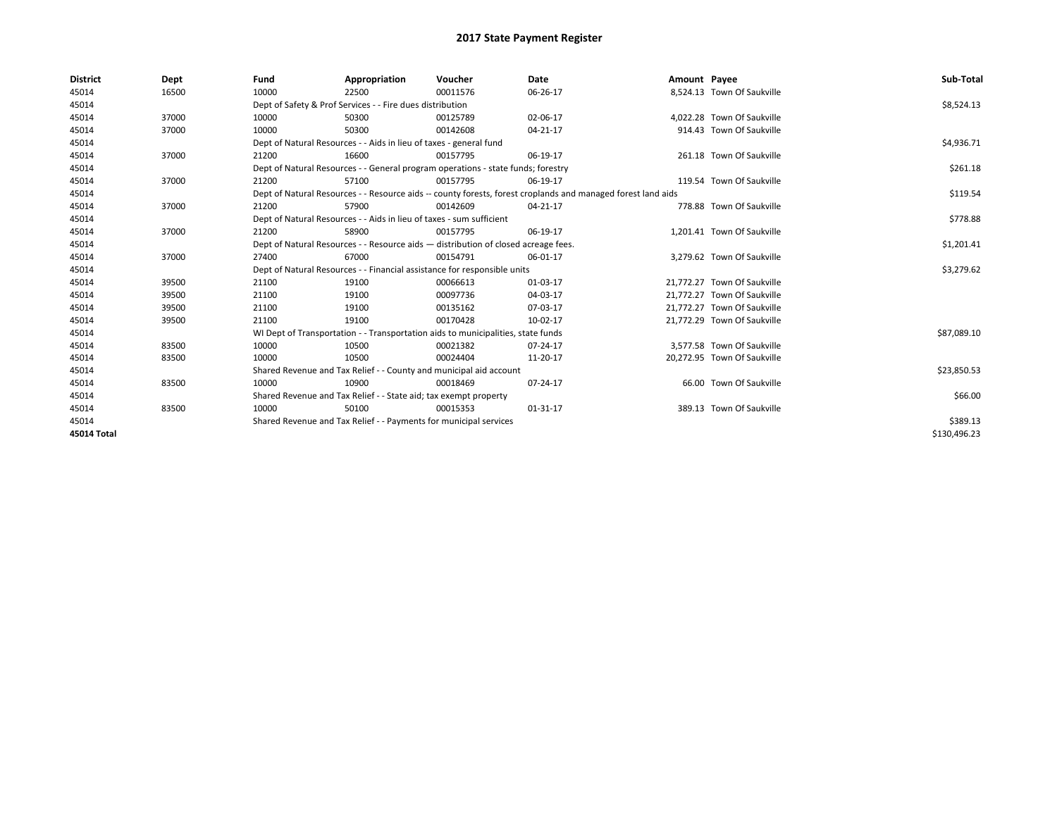# 2017 State Payment Register

| District | Dept | Fund | Appropriation | Voucher | Date | Amount | Payee | Sub-Total |
|---|---|---|---|---|---|---|---|---|
| 45014 | 16500 | 10000 | 22500 | 00011576 | 06-26-17 | 8,524.13 | Town Of Saukville | |
| 45014 | | Dept of Safety & Prof Services - - Fire dues distribution | | | | | | $8,524.13 |
| 45014 | 37000 | 10000 | 50300 | 00125789 | 02-06-17 | 4,022.28 | Town Of Saukville | |
| 45014 | 37000 | 10000 | 50300 | 00142608 | 04-21-17 | 914.43 | Town Of Saukville | |
| 45014 | | Dept of Natural Resources - - Aids in lieu of taxes - general fund | | | | | | $4,936.71 |
| 45014 | 37000 | 21200 | 16600 | 00157795 | 06-19-17 | 261.18 | Town Of Saukville | |
| 45014 | | Dept of Natural Resources - - General program operations - state funds; forestry | | | | | | $261.18 |
| 45014 | 37000 | 21200 | 57100 | 00157795 | 06-19-17 | 119.54 | Town Of Saukville | |
| 45014 | | Dept of Natural Resources - - Resource aids -- county forests, forest croplands and managed forest land aids | | | | | | $119.54 |
| 45014 | 37000 | 21200 | 57900 | 00142609 | 04-21-17 | 778.88 | Town Of Saukville | |
| 45014 | | Dept of Natural Resources - - Aids in lieu of taxes - sum sufficient | | | | | | $778.88 |
| 45014 | 37000 | 21200 | 58900 | 00157795 | 06-19-17 | 1,201.41 | Town Of Saukville | |
| 45014 | | Dept of Natural Resources - - Resource aids — distribution of closed acreage fees. | | | | | | $1,201.41 |
| 45014 | 37000 | 27400 | 67000 | 00154791 | 06-01-17 | 3,279.62 | Town Of Saukville | |
| 45014 | | Dept of Natural Resources - - Financial assistance for responsible units | | | | | | $3,279.62 |
| 45014 | 39500 | 21100 | 19100 | 00066613 | 01-03-17 | 21,772.27 | Town Of Saukville | |
| 45014 | 39500 | 21100 | 19100 | 00097736 | 04-03-17 | 21,772.27 | Town Of Saukville | |
| 45014 | 39500 | 21100 | 19100 | 00135162 | 07-03-17 | 21,772.27 | Town Of Saukville | |
| 45014 | 39500 | 21100 | 19100 | 00170428 | 10-02-17 | 21,772.29 | Town Of Saukville | |
| 45014 | | WI Dept of Transportation - - Transportation aids to municipalities, state funds | | | | | | $87,089.10 |
| 45014 | 83500 | 10000 | 10500 | 00021382 | 07-24-17 | 3,577.58 | Town Of Saukville | |
| 45014 | 83500 | 10000 | 10500 | 00024404 | 11-20-17 | 20,272.95 | Town Of Saukville | |
| 45014 | | Shared Revenue and Tax Relief - - County and municipal aid account | | | | | | $23,850.53 |
| 45014 | 83500 | 10000 | 10900 | 00018469 | 07-24-17 | 66.00 | Town Of Saukville | |
| 45014 | | Shared Revenue and Tax Relief - - State aid; tax exempt property | | | | | | $66.00 |
| 45014 | 83500 | 10000 | 50100 | 00015353 | 01-31-17 | 389.13 | Town Of Saukville | |
| 45014 | | Shared Revenue and Tax Relief - - Payments for municipal services | | | | | | $389.13 |
| **45014 Total** | | | | | | | | $130,496.23 |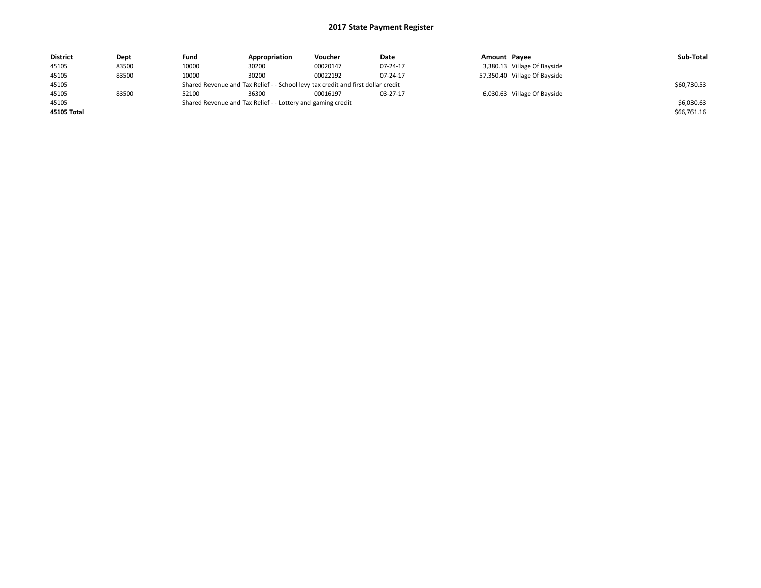# 2017 State Payment Register

| District | Dept | Fund | Appropriation | Voucher | Date | Amount | Payee | Sub-Total |
| --- | --- | --- | --- | --- | --- | --- | --- | --- |
| 45105 | 83500 | 10000 | 30200 | 00020147 | 07-24-17 | 3,380.13 | Village Of Bayside | |
| 45105 | 83500 | 10000 | 30200 | 00022192 | 07-24-17 | 57,350.40 | Village Of Bayside | |
| 45105 | | Shared Revenue and Tax Relief - - School levy tax credit and first dollar credit | | | | | | $60,730.53 |
| 45105 | 83500 | 52100 | 36300 | 00016197 | 03-27-17 | 6,030.63 | Village Of Bayside | |
| 45105 | | Shared Revenue and Tax Relief - - Lottery and gaming credit | | | | | | $6,030.63 |
| **45105 Total** | | | | | | | | $66,761.16 |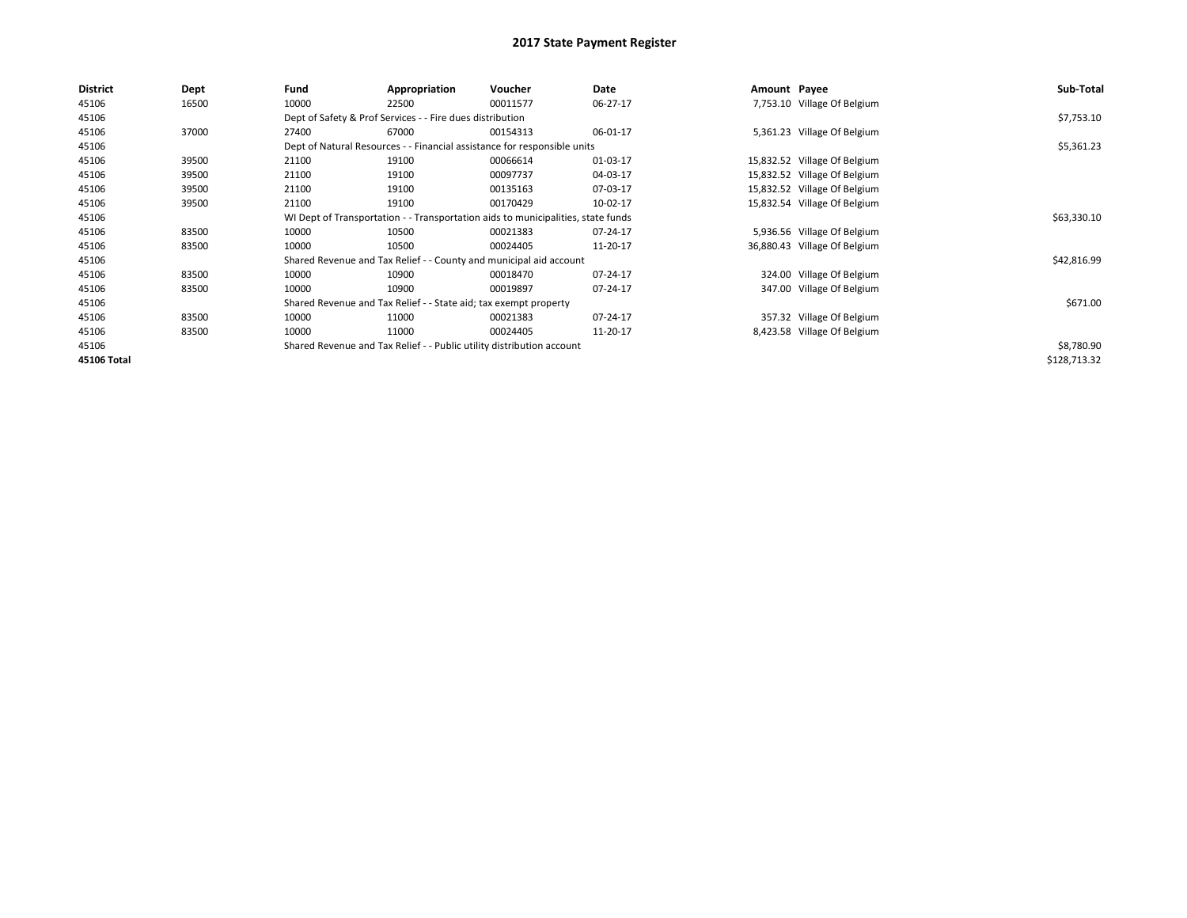# 2017 State Payment Register

| District | Dept | Fund | Appropriation | Voucher | Date | Amount | Payee | Sub-Total |
|---|---|---|---|---|---|---|---|---|
| 45106 | 16500 | 10000 | 22500 | 00011577 | 06-27-17 | 7,753.10 | Village Of Belgium | |
| 45106 | | Dept of Safety & Prof Services - - Fire dues distribution | | | | | | $7,753.10 |
| 45106 | 37000 | 27400 | 67000 | 00154313 | 06-01-17 | 5,361.23 | Village Of Belgium | |
| 45106 | | Dept of Natural Resources - - Financial assistance for responsible units | | | | | | $5,361.23 |
| 45106 | 39500 | 21100 | 19100 | 00066614 | 01-03-17 | 15,832.52 | Village Of Belgium | |
| 45106 | 39500 | 21100 | 19100 | 00097737 | 04-03-17 | 15,832.52 | Village Of Belgium | |
| 45106 | 39500 | 21100 | 19100 | 00135163 | 07-03-17 | 15,832.52 | Village Of Belgium | |
| 45106 | 39500 | 21100 | 19100 | 00170429 | 10-02-17 | 15,832.54 | Village Of Belgium | |
| 45106 | | WI Dept of Transportation - - Transportation aids to municipalities, state funds | | | | | | $63,330.10 |
| 45106 | 83500 | 10000 | 10500 | 00021383 | 07-24-17 | 5,936.56 | Village Of Belgium | |
| 45106 | 83500 | 10000 | 10500 | 00024405 | 11-20-17 | 36,880.43 | Village Of Belgium | |
| 45106 | | Shared Revenue and Tax Relief - - County and municipal aid account | | | | | | $42,816.99 |
| 45106 | 83500 | 10000 | 10900 | 00018470 | 07-24-17 | 324.00 | Village Of Belgium | |
| 45106 | 83500 | 10000 | 10900 | 00019897 | 07-24-17 | 347.00 | Village Of Belgium | |
| 45106 | | Shared Revenue and Tax Relief - - State aid; tax exempt property | | | | | | $671.00 |
| 45106 | 83500 | 10000 | 11000 | 00021383 | 07-24-17 | 357.32 | Village Of Belgium | |
| 45106 | 83500 | 10000 | 11000 | 00024405 | 11-20-17 | 8,423.58 | Village Of Belgium | |
| 45106 | | Shared Revenue and Tax Relief - - Public utility distribution account | | | | | | $8,780.90 |
| **45106 Total** | | | | | | | | $128,713.32 |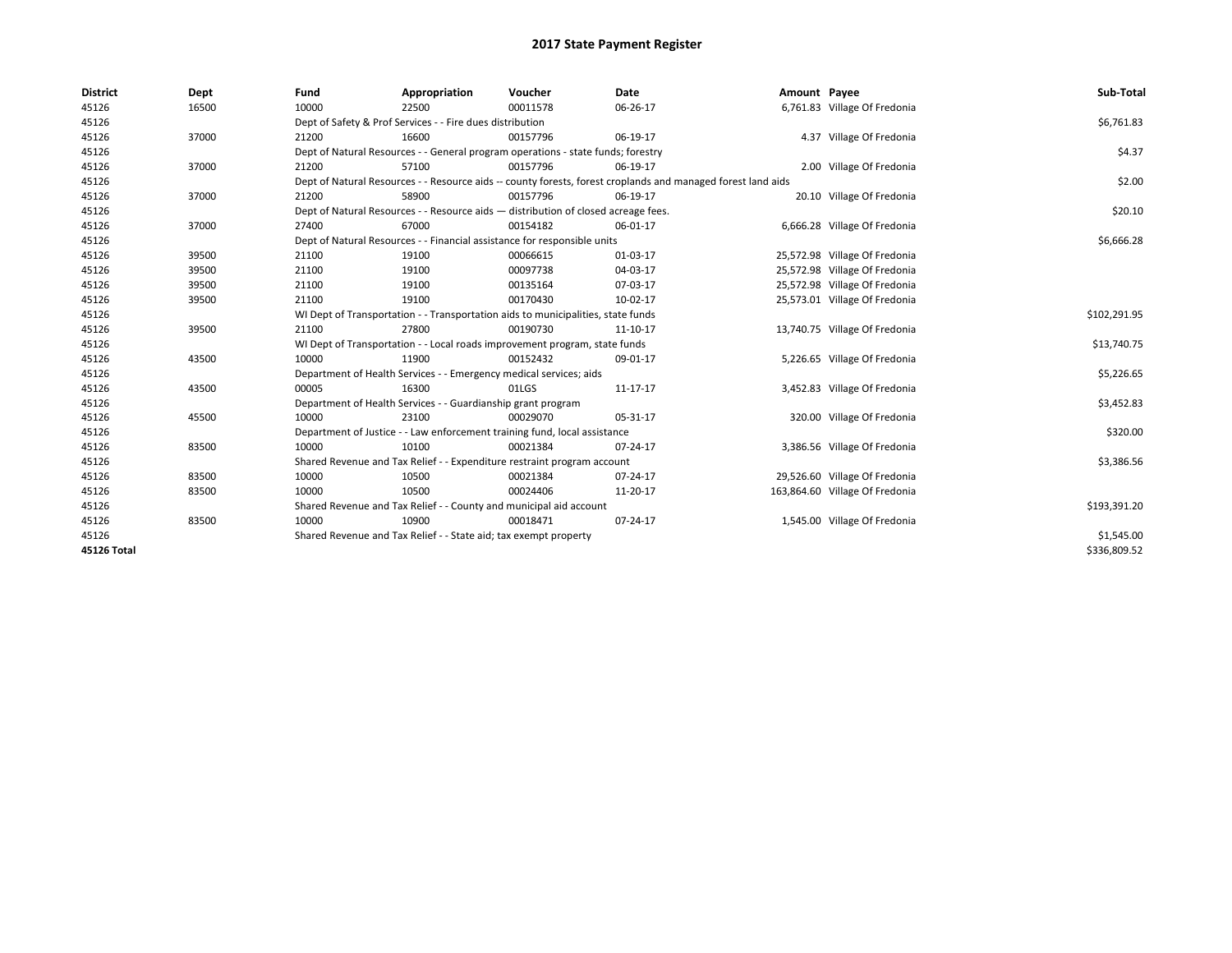# 2017 State Payment Register

| District | Dept | Fund | Appropriation | Voucher | Date | Amount | Payee | Sub-Total |
|---|---|---|---|---|---|---|---|---|
| 45126 | 16500 | 10000 | 22500 | 00011578 | 06-26-17 | 6,761.83 | Village Of Fredonia | |
| 45126 | | Dept of Safety & Prof Services - - Fire dues distribution | | | | | | $6,761.83 |
| 45126 | 37000 | 21200 | 16600 | 00157796 | 06-19-17 | 4.37 | Village Of Fredonia | |
| 45126 | | Dept of Natural Resources - - General program operations - state funds; forestry | | | | | | $4.37 |
| 45126 | 37000 | 21200 | 57100 | 00157796 | 06-19-17 | 2.00 | Village Of Fredonia | |
| 45126 | | Dept of Natural Resources - - Resource aids -- county forests, forest croplands and managed forest land aids | | | | | | $2.00 |
| 45126 | 37000 | 21200 | 58900 | 00157796 | 06-19-17 | 20.10 | Village Of Fredonia | |
| 45126 | | Dept of Natural Resources - - Resource aids — distribution of closed acreage fees. | | | | | | $20.10 |
| 45126 | 37000 | 27400 | 67000 | 00154182 | 06-01-17 | 6,666.28 | Village Of Fredonia | |
| 45126 | | Dept of Natural Resources - - Financial assistance for responsible units | | | | | | $6,666.28 |
| 45126 | 39500 | 21100 | 19100 | 00066615 | 01-03-17 | 25,572.98 | Village Of Fredonia | |
| 45126 | 39500 | 21100 | 19100 | 00097738 | 04-03-17 | 25,572.98 | Village Of Fredonia | |
| 45126 | 39500 | 21100 | 19100 | 00135164 | 07-03-17 | 25,572.98 | Village Of Fredonia | |
| 45126 | 39500 | 21100 | 19100 | 00170430 | 10-02-17 | 25,573.01 | Village Of Fredonia | |
| 45126 | | WI Dept of Transportation - - Transportation aids to municipalities, state funds | | | | | | $102,291.95 |
| 45126 | 39500 | 21100 | 27800 | 00190730 | 11-10-17 | 13,740.75 | Village Of Fredonia | |
| 45126 | | WI Dept of Transportation - - Local roads improvement program, state funds | | | | | | $13,740.75 |
| 45126 | 43500 | 10000 | 11900 | 00152432 | 09-01-17 | 5,226.65 | Village Of Fredonia | |
| 45126 | | Department of Health Services - - Emergency medical services; aids | | | | | | $5,226.65 |
| 45126 | 43500 | 00005 | 16300 | 01LGS | 11-17-17 | 3,452.83 | Village Of Fredonia | |
| 45126 | | Department of Health Services - - Guardianship grant program | | | | | | $3,452.83 |
| 45126 | 45500 | 10000 | 23100 | 00029070 | 05-31-17 | 320.00 | Village Of Fredonia | |
| 45126 | | Department of Justice - - Law enforcement training fund, local assistance | | | | | | $320.00 |
| 45126 | 83500 | 10000 | 10100 | 00021384 | 07-24-17 | 3,386.56 | Village Of Fredonia | |
| 45126 | | Shared Revenue and Tax Relief - - Expenditure restraint program account | | | | | | $3,386.56 |
| 45126 | 83500 | 10000 | 10500 | 00021384 | 07-24-17 | 29,526.60 | Village Of Fredonia | |
| 45126 | 83500 | 10000 | 10500 | 00024406 | 11-20-17 | 163,864.60 | Village Of Fredonia | |
| 45126 | | Shared Revenue and Tax Relief - - County and municipal aid account | | | | | | $193,391.20 |
| 45126 | 83500 | 10000 | 10900 | 00018471 | 07-24-17 | 1,545.00 | Village Of Fredonia | |
| 45126 | | Shared Revenue and Tax Relief - - State aid; tax exempt property | | | | | | $1,545.00 |
| 45126 Total | | | | | | | | $336,809.52 |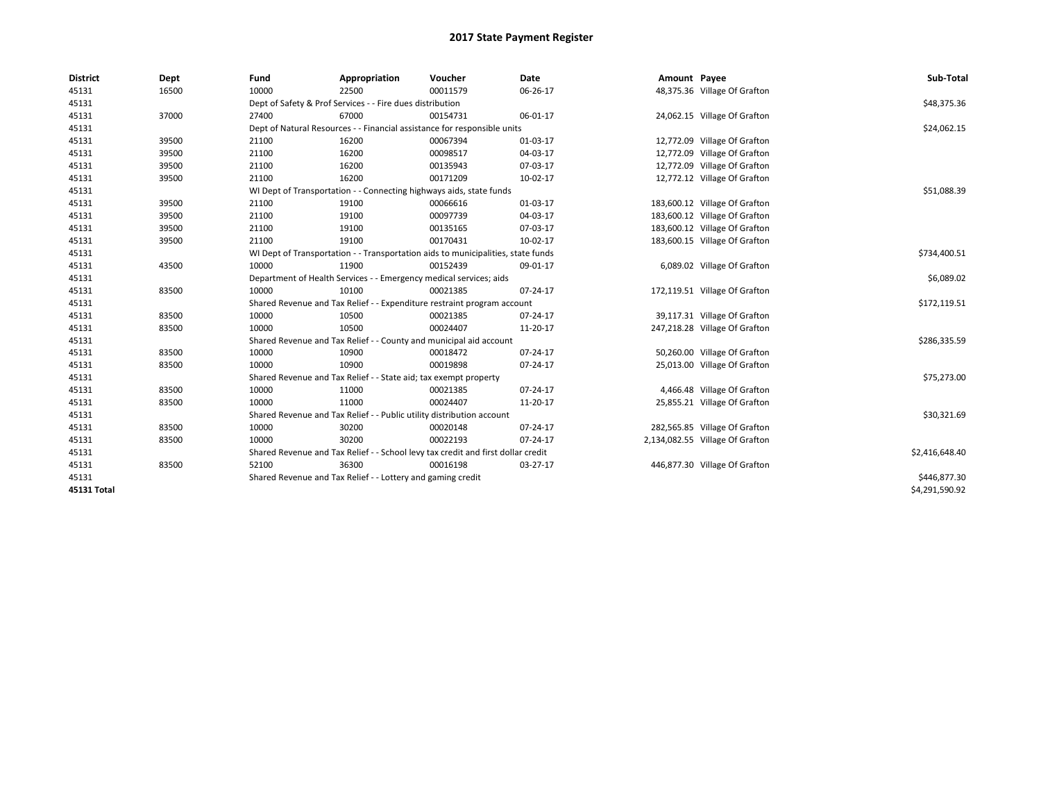# 2017 State Payment Register

| District | Dept | Fund | Appropriation | Voucher | Date | Amount | Payee | Sub-Total |
|---|---|---|---|---|---|---|---|---|
| 45131 | 16500 | 10000 | 22500 | 00011579 | 06-26-17 | 48,375.36 | Village Of Grafton | |
| 45131 | | Dept of Safety & Prof Services - - Fire dues distribution | | | | | | $48,375.36 |
| 45131 | 37000 | 27400 | 67000 | 00154731 | 06-01-17 | 24,062.15 | Village Of Grafton | |
| 45131 | | Dept of Natural Resources - - Financial assistance for responsible units | | | | | | $24,062.15 |
| 45131 | 39500 | 21100 | 16200 | 00067394 | 01-03-17 | 12,772.09 | Village Of Grafton | |
| 45131 | 39500 | 21100 | 16200 | 00098517 | 04-03-17 | 12,772.09 | Village Of Grafton | |
| 45131 | 39500 | 21100 | 16200 | 00135943 | 07-03-17 | 12,772.09 | Village Of Grafton | |
| 45131 | 39500 | 21100 | 16200 | 00171209 | 10-02-17 | 12,772.12 | Village Of Grafton | |
| 45131 | | WI Dept of Transportation - - Connecting highways aids, state funds | | | | | | $51,088.39 |
| 45131 | 39500 | 21100 | 19100 | 00066616 | 01-03-17 | 183,600.12 | Village Of Grafton | |
| 45131 | 39500 | 21100 | 19100 | 00097739 | 04-03-17 | 183,600.12 | Village Of Grafton | |
| 45131 | 39500 | 21100 | 19100 | 00135165 | 07-03-17 | 183,600.12 | Village Of Grafton | |
| 45131 | 39500 | 21100 | 19100 | 00170431 | 10-02-17 | 183,600.15 | Village Of Grafton | |
| 45131 | | WI Dept of Transportation - - Transportation aids to municipalities, state funds | | | | | | $734,400.51 |
| 45131 | 43500 | 10000 | 11900 | 00152439 | 09-01-17 | 6,089.02 | Village Of Grafton | |
| 45131 | | Department of Health Services - - Emergency medical services; aids | | | | | | $6,089.02 |
| 45131 | 83500 | 10000 | 10100 | 00021385 | 07-24-17 | 172,119.51 | Village Of Grafton | |
| 45131 | | Shared Revenue and Tax Relief - - Expenditure restraint program account | | | | | | $172,119.51 |
| 45131 | 83500 | 10000 | 10500 | 00021385 | 07-24-17 | 39,117.31 | Village Of Grafton | |
| 45131 | 83500 | 10000 | 10500 | 00024407 | 11-20-17 | 247,218.28 | Village Of Grafton | |
| 45131 | | Shared Revenue and Tax Relief - - County and municipal aid account | | | | | | $286,335.59 |
| 45131 | 83500 | 10000 | 10900 | 00018472 | 07-24-17 | 50,260.00 | Village Of Grafton | |
| 45131 | 83500 | 10000 | 10900 | 00019898 | 07-24-17 | 25,013.00 | Village Of Grafton | |
| 45131 | | Shared Revenue and Tax Relief - - State aid; tax exempt property | | | | | | $75,273.00 |
| 45131 | 83500 | 10000 | 11000 | 00021385 | 07-24-17 | 4,466.48 | Village Of Grafton | |
| 45131 | 83500 | 10000 | 11000 | 00024407 | 11-20-17 | 25,855.21 | Village Of Grafton | |
| 45131 | | Shared Revenue and Tax Relief - - Public utility distribution account | | | | | | $30,321.69 |
| 45131 | 83500 | 10000 | 30200 | 00020148 | 07-24-17 | 282,565.85 | Village Of Grafton | |
| 45131 | 83500 | 10000 | 30200 | 00022193 | 07-24-17 | 2,134,082.55 | Village Of Grafton | |
| 45131 | | Shared Revenue and Tax Relief - - School levy tax credit and first dollar credit | | | | | | $2,416,648.40 |
| 45131 | 83500 | 52100 | 36300 | 00016198 | 03-27-17 | 446,877.30 | Village Of Grafton | |
| 45131 | | Shared Revenue and Tax Relief - - Lottery and gaming credit | | | | | | $446,877.30 |
| **45131 Total** | | | | | | | | $4,291,590.92 |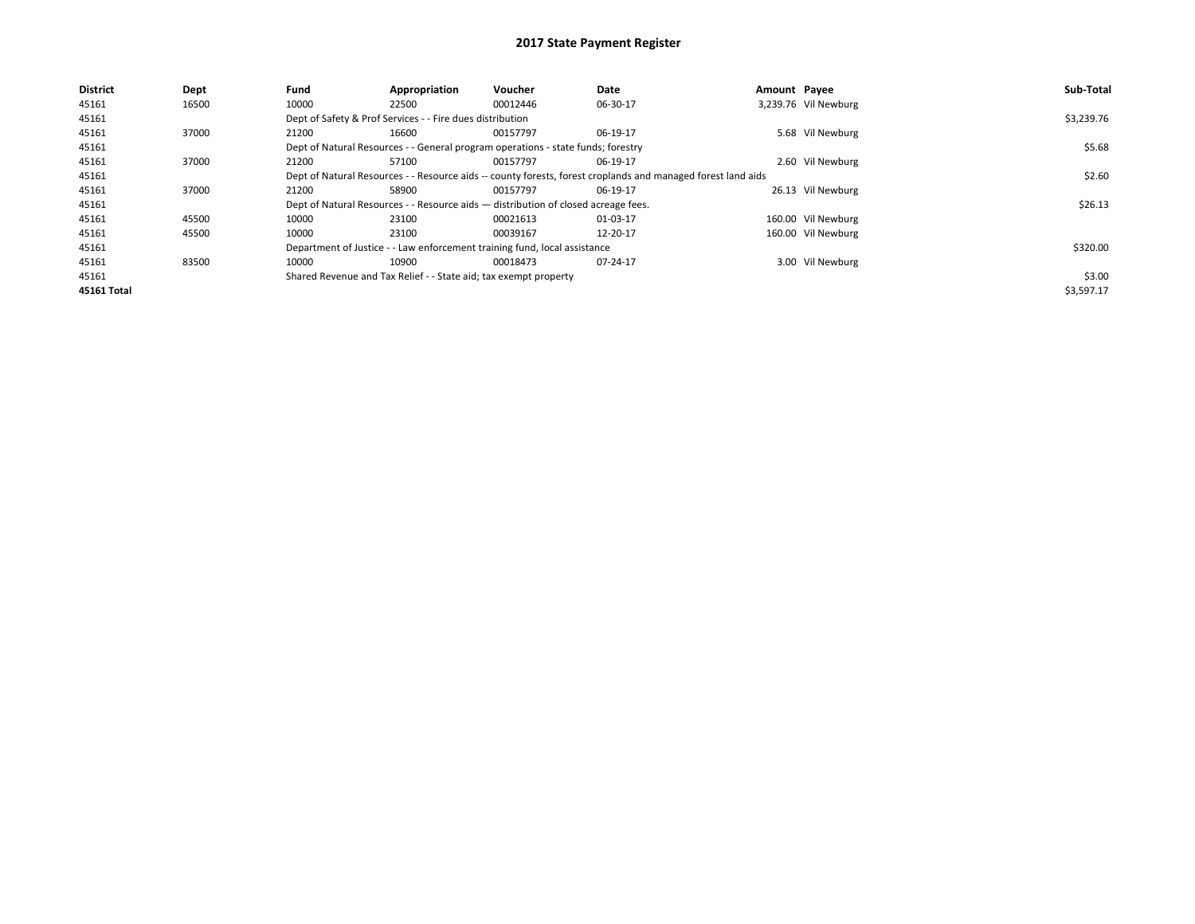# 2017 State Payment Register

| District | Dept | Fund | Appropriation | Voucher | Date | Amount | Payee | Sub-Total |
|---|---|---|---|---|---|---|---|---|
| 45161 | 16500 | 10000 | 22500 | 00012446 | 06-30-17 | 3,239.76 | Vil Newburg | |
| 45161 | | Dept of Safety & Prof Services - - Fire dues distribution | | | | | | $3,239.76 |
| 45161 | 37000 | 21200 | 16600 | 00157797 | 06-19-17 | 5.68 | Vil Newburg | |
| 45161 | | Dept of Natural Resources - - General program operations - state funds; forestry | | | | | | $5.68 |
| 45161 | 37000 | 21200 | 57100 | 00157797 | 06-19-17 | 2.60 | Vil Newburg | |
| 45161 | | Dept of Natural Resources - - Resource aids -- county forests, forest croplands and managed forest land aids | | | | | | $2.60 |
| 45161 | 37000 | 21200 | 58900 | 00157797 | 06-19-17 | 26.13 | Vil Newburg | |
| 45161 | | Dept of Natural Resources - - Resource aids — distribution of closed acreage fees. | | | | | | $26.13 |
| 45161 | 45500 | 10000 | 23100 | 00021613 | 01-03-17 | 160.00 | Vil Newburg | |
| 45161 | 45500 | 10000 | 23100 | 00039167 | 12-20-17 | 160.00 | Vil Newburg | |
| 45161 | | Department of Justice - - Law enforcement training fund, local assistance | | | | | | $320.00 |
| 45161 | 83500 | 10000 | 10900 | 00018473 | 07-24-17 | 3.00 | Vil Newburg | |
| 45161 | | Shared Revenue and Tax Relief - - State aid; tax exempt property | | | | | | $3.00 |
| **45161 Total** | | | | | | | | $3,597.17 |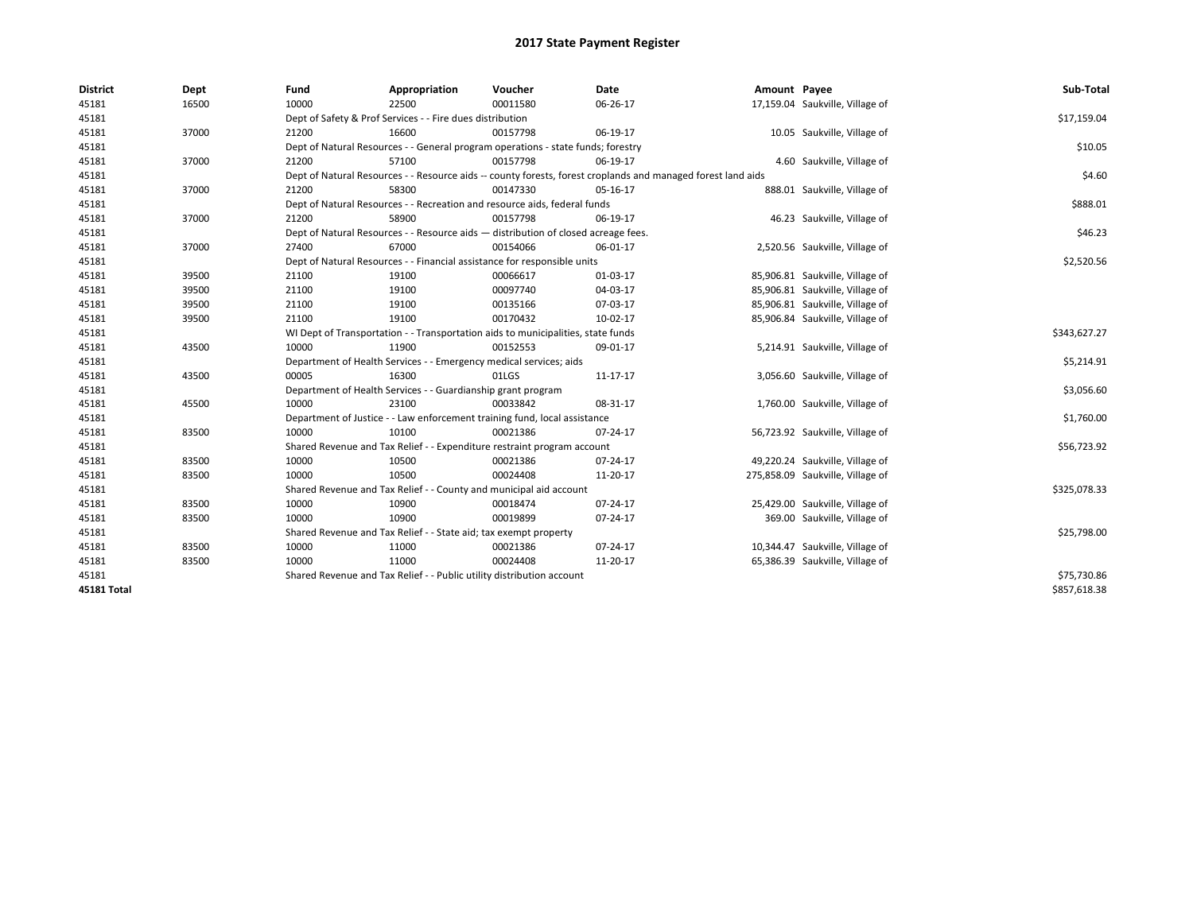# 2017 State Payment Register

| District | Dept | Fund | Appropriation | Voucher | Date | Amount | Payee | Sub-Total |
|---|---|---|---|---|---|---|---|---|
| 45181 | 16500 | 10000 | 22500 | 00011580 | 06-26-17 | 17,159.04 | Saukville, Village of | |
| 45181 | | Dept of Safety & Prof Services - - Fire dues distribution | | | | | | $17,159.04 |
| 45181 | 37000 | 21200 | 16600 | 00157798 | 06-19-17 | 10.05 | Saukville, Village of | |
| 45181 | | Dept of Natural Resources - - General program operations - state funds; forestry | | | | | | $10.05 |
| 45181 | 37000 | 21200 | 57100 | 00157798 | 06-19-17 | 4.60 | Saukville, Village of | |
| 45181 | | Dept of Natural Resources - - Resource aids -- county forests, forest croplands and managed forest land aids | | | | | | $4.60 |
| 45181 | 37000 | 21200 | 58300 | 00147330 | 05-16-17 | 888.01 | Saukville, Village of | |
| 45181 | | Dept of Natural Resources - - Recreation and resource aids, federal funds | | | | | | $888.01 |
| 45181 | 37000 | 21200 | 58900 | 00157798 | 06-19-17 | 46.23 | Saukville, Village of | |
| 45181 | | Dept of Natural Resources - - Resource aids — distribution of closed acreage fees. | | | | | | $46.23 |
| 45181 | 37000 | 27400 | 67000 | 00154066 | 06-01-17 | 2,520.56 | Saukville, Village of | |
| 45181 | | Dept of Natural Resources - - Financial assistance for responsible units | | | | | | $2,520.56 |
| 45181 | 39500 | 21100 | 19100 | 00066617 | 01-03-17 | 85,906.81 | Saukville, Village of | |
| 45181 | 39500 | 21100 | 19100 | 00097740 | 04-03-17 | 85,906.81 | Saukville, Village of | |
| 45181 | 39500 | 21100 | 19100 | 00135166 | 07-03-17 | 85,906.81 | Saukville, Village of | |
| 45181 | 39500 | 21100 | 19100 | 00170432 | 10-02-17 | 85,906.84 | Saukville, Village of | |
| 45181 | | WI Dept of Transportation - - Transportation aids to municipalities, state funds | | | | | | $343,627.27 |
| 45181 | 43500 | 10000 | 11900 | 00152553 | 09-01-17 | 5,214.91 | Saukville, Village of | |
| 45181 | | Department of Health Services - - Emergency medical services; aids | | | | | | $5,214.91 |
| 45181 | 43500 | 00005 | 16300 | 01LGS | 11-17-17 | 3,056.60 | Saukville, Village of | |
| 45181 | | Department of Health Services - - Guardianship grant program | | | | | | $3,056.60 |
| 45181 | 45500 | 10000 | 23100 | 00033842 | 08-31-17 | 1,760.00 | Saukville, Village of | |
| 45181 | | Department of Justice - - Law enforcement training fund, local assistance | | | | | | $1,760.00 |
| 45181 | 83500 | 10000 | 10100 | 00021386 | 07-24-17 | 56,723.92 | Saukville, Village of | |
| 45181 | | Shared Revenue and Tax Relief - - Expenditure restraint program account | | | | | | $56,723.92 |
| 45181 | 83500 | 10000 | 10500 | 00021386 | 07-24-17 | 49,220.24 | Saukville, Village of | |
| 45181 | 83500 | 10000 | 10500 | 00024408 | 11-20-17 | 275,858.09 | Saukville, Village of | |
| 45181 | | Shared Revenue and Tax Relief - - County and municipal aid account | | | | | | $325,078.33 |
| 45181 | 83500 | 10000 | 10900 | 00018474 | 07-24-17 | 25,429.00 | Saukville, Village of | |
| 45181 | 83500 | 10000 | 10900 | 00019899 | 07-24-17 | 369.00 | Saukville, Village of | |
| 45181 | | Shared Revenue and Tax Relief - - State aid; tax exempt property | | | | | | $25,798.00 |
| 45181 | 83500 | 10000 | 11000 | 00021386 | 07-24-17 | 10,344.47 | Saukville, Village of | |
| 45181 | 83500 | 10000 | 11000 | 00024408 | 11-20-17 | 65,386.39 | Saukville, Village of | |
| 45181 | | Shared Revenue and Tax Relief - - Public utility distribution account | | | | | | $75,730.86 |
| **45181 Total** | | | | | | | | $857,618.38 |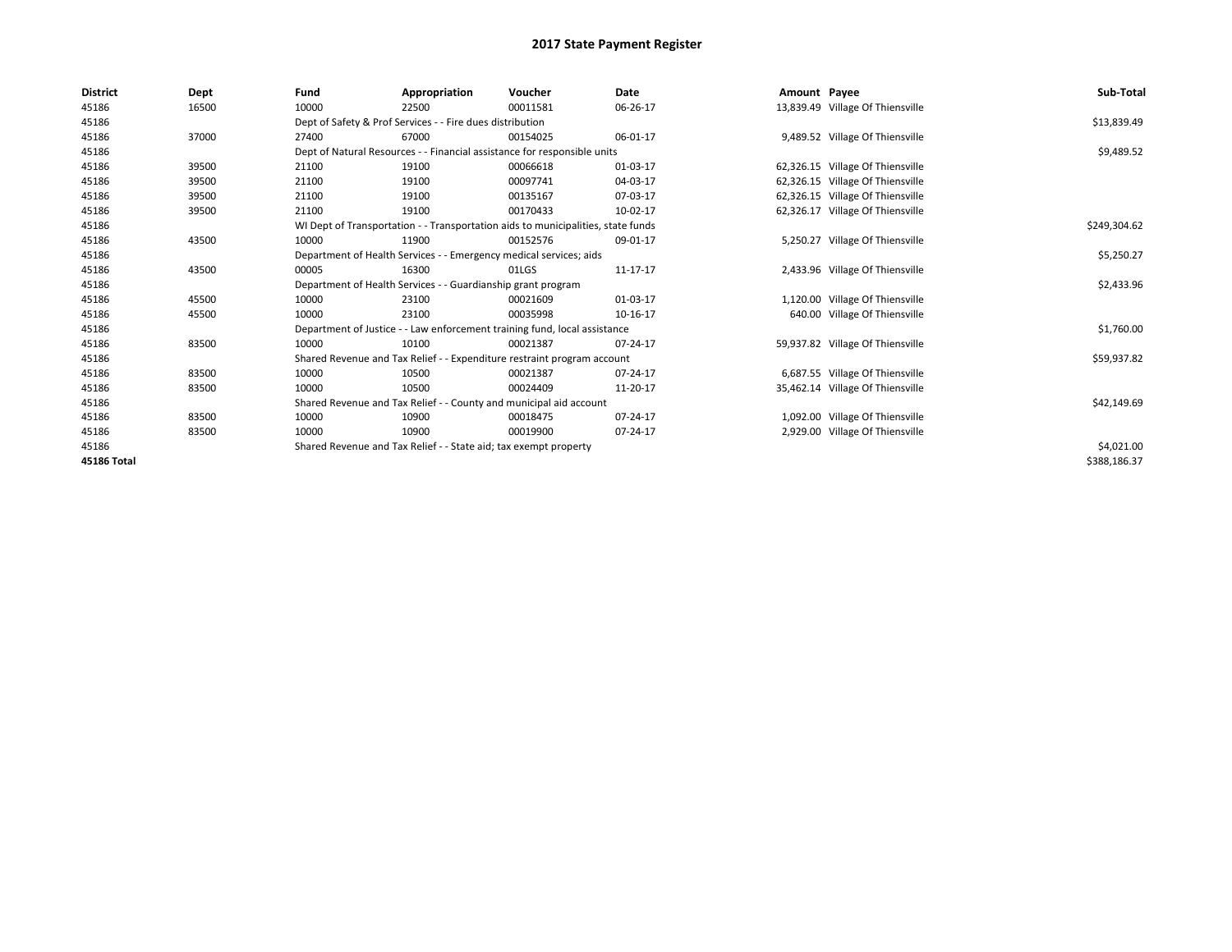# 2017 State Payment Register

| District | Dept | Fund | Appropriation | Voucher | Date | Amount | Payee | Sub-Total |
|---|---|---|---|---|---|---|---|---|
| 45186 | 16500 | 10000 | 22500 | 00011581 | 06-26-17 | 13,839.49 | Village Of Thiensville | |
| 45186 | | Dept of Safety & Prof Services - - Fire dues distribution | | | | | | $13,839.49 |
| 45186 | 37000 | 27400 | 67000 | 00154025 | 06-01-17 | 9,489.52 | Village Of Thiensville | |
| 45186 | | Dept of Natural Resources - - Financial assistance for responsible units | | | | | | $9,489.52 |
| 45186 | 39500 | 21100 | 19100 | 00066618 | 01-03-17 | 62,326.15 | Village Of Thiensville | |
| 45186 | 39500 | 21100 | 19100 | 00097741 | 04-03-17 | 62,326.15 | Village Of Thiensville | |
| 45186 | 39500 | 21100 | 19100 | 00135167 | 07-03-17 | 62,326.15 | Village Of Thiensville | |
| 45186 | 39500 | 21100 | 19100 | 00170433 | 10-02-17 | 62,326.17 | Village Of Thiensville | |
| 45186 | | WI Dept of Transportation - - Transportation aids to municipalities, state funds | | | | | | $249,304.62 |
| 45186 | 43500 | 10000 | 11900 | 00152576 | 09-01-17 | 5,250.27 | Village Of Thiensville | |
| 45186 | | Department of Health Services - - Emergency medical services; aids | | | | | | $5,250.27 |
| 45186 | 43500 | 00005 | 16300 | 01LGS | 11-17-17 | 2,433.96 | Village Of Thiensville | |
| 45186 | | Department of Health Services - - Guardianship grant program | | | | | | $2,433.96 |
| 45186 | 45500 | 10000 | 23100 | 00021609 | 01-03-17 | 1,120.00 | Village Of Thiensville | |
| 45186 | 45500 | 10000 | 23100 | 00035998 | 10-16-17 | 640.00 | Village Of Thiensville | |
| 45186 | | Department of Justice - - Law enforcement training fund, local assistance | | | | | | $1,760.00 |
| 45186 | 83500 | 10000 | 10100 | 00021387 | 07-24-17 | 59,937.82 | Village Of Thiensville | |
| 45186 | | Shared Revenue and Tax Relief - - Expenditure restraint program account | | | | | | $59,937.82 |
| 45186 | 83500 | 10000 | 10500 | 00021387 | 07-24-17 | 6,687.55 | Village Of Thiensville | |
| 45186 | 83500 | 10000 | 10500 | 00024409 | 11-20-17 | 35,462.14 | Village Of Thiensville | |
| 45186 | | Shared Revenue and Tax Relief - - County and municipal aid account | | | | | | $42,149.69 |
| 45186 | 83500 | 10000 | 10900 | 00018475 | 07-24-17 | 1,092.00 | Village Of Thiensville | |
| 45186 | 83500 | 10000 | 10900 | 00019900 | 07-24-17 | 2,929.00 | Village Of Thiensville | |
| 45186 | | Shared Revenue and Tax Relief - - State aid; tax exempt property | | | | | | $4,021.00 |
| **45186 Total** | | | | | | | | $388,186.37 |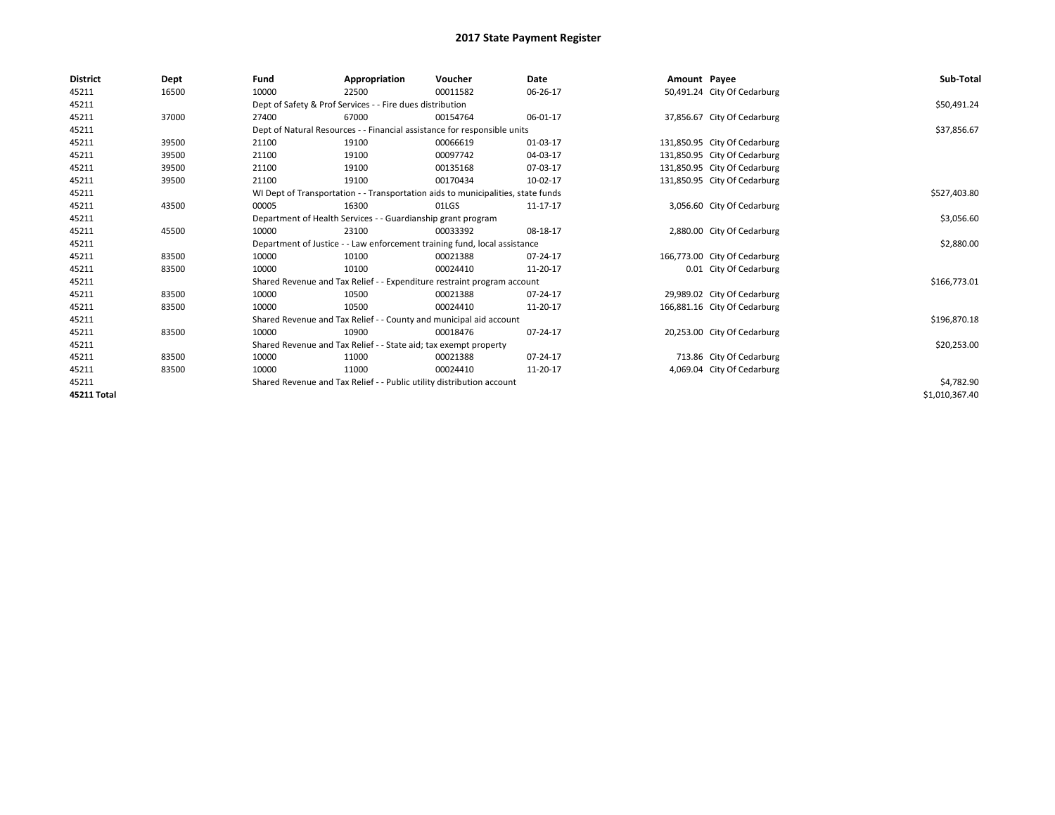# 2017 State Payment Register

| District | Dept | Fund | Appropriation | Voucher | Date | Amount | Payee | Sub-Total |
|---|---|---|---|---|---|---|---|---|
| 45211 | 16500 | 10000 | 22500 | 00011582 | 06-26-17 | 50,491.24 | City Of Cedarburg | |
| 45211 | | Dept of Safety & Prof Services - - Fire dues distribution | | | | | | $50,491.24 |
| 45211 | 37000 | 27400 | 67000 | 00154764 | 06-01-17 | 37,856.67 | City Of Cedarburg | |
| 45211 | | Dept of Natural Resources - - Financial assistance for responsible units | | | | | | $37,856.67 |
| 45211 | 39500 | 21100 | 19100 | 00066619 | 01-03-17 | 131,850.95 | City Of Cedarburg | |
| 45211 | 39500 | 21100 | 19100 | 00097742 | 04-03-17 | 131,850.95 | City Of Cedarburg | |
| 45211 | 39500 | 21100 | 19100 | 00135168 | 07-03-17 | 131,850.95 | City Of Cedarburg | |
| 45211 | 39500 | 21100 | 19100 | 00170434 | 10-02-17 | 131,850.95 | City Of Cedarburg | |
| 45211 | | WI Dept of Transportation - - Transportation aids to municipalities, state funds | | | | | | $527,403.80 |
| 45211 | 43500 | 00005 | 16300 | 01LGS | 11-17-17 | 3,056.60 | City Of Cedarburg | |
| 45211 | | Department of Health Services - - Guardianship grant program | | | | | | $3,056.60 |
| 45211 | 45500 | 10000 | 23100 | 00033392 | 08-18-17 | 2,880.00 | City Of Cedarburg | |
| 45211 | | Department of Justice - - Law enforcement training fund, local assistance | | | | | | $2,880.00 |
| 45211 | 83500 | 10000 | 10100 | 00021388 | 07-24-17 | 166,773.00 | City Of Cedarburg | |
| 45211 | 83500 | 10000 | 10100 | 00024410 | 11-20-17 | 0.01 | City Of Cedarburg | |
| 45211 | | Shared Revenue and Tax Relief - - Expenditure restraint program account | | | | | | $166,773.01 |
| 45211 | 83500 | 10000 | 10500 | 00021388 | 07-24-17 | 29,989.02 | City Of Cedarburg | |
| 45211 | 83500 | 10000 | 10500 | 00024410 | 11-20-17 | 166,881.16 | City Of Cedarburg | |
| 45211 | | Shared Revenue and Tax Relief - - County and municipal aid account | | | | | | $196,870.18 |
| 45211 | 83500 | 10000 | 10900 | 00018476 | 07-24-17 | 20,253.00 | City Of Cedarburg | |
| 45211 | | Shared Revenue and Tax Relief - - State aid; tax exempt property | | | | | | $20,253.00 |
| 45211 | 83500 | 10000 | 11000 | 00021388 | 07-24-17 | 713.86 | City Of Cedarburg | |
| 45211 | 83500 | 10000 | 11000 | 00024410 | 11-20-17 | 4,069.04 | City Of Cedarburg | |
| 45211 | | Shared Revenue and Tax Relief - - Public utility distribution account | | | | | | $4,782.90 |
| **45211 Total** | | | | | | | | $1,010,367.40 |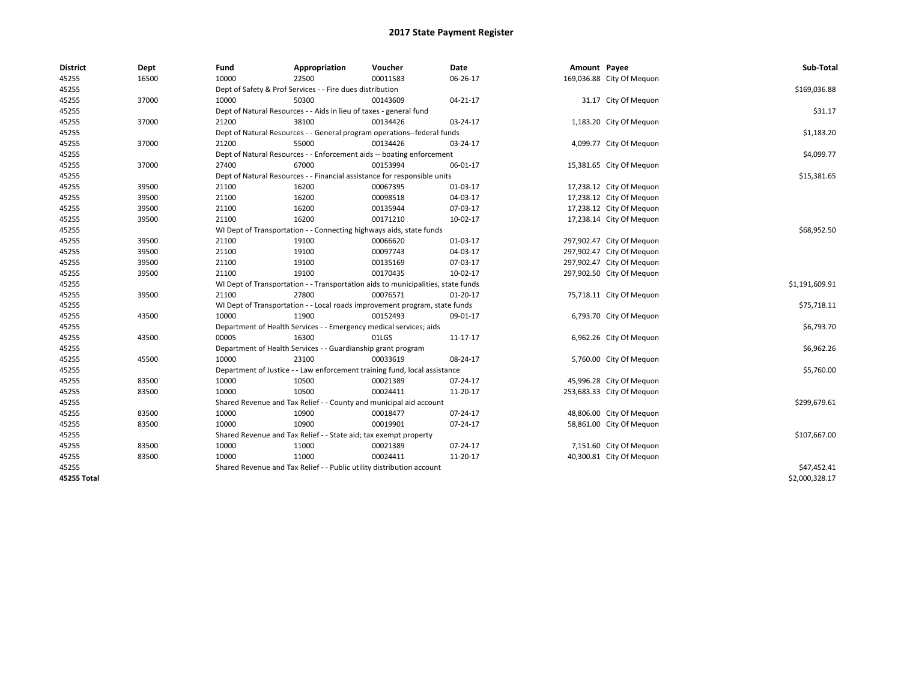# 2017 State Payment Register

| District | Dept | Fund | Appropriation | Voucher | Date | Amount | Payee | Sub-Total |
|---|---|---|---|---|---|---|---|---|
| 45255 | 16500 | 10000 | 22500 | 00011583 | 06-26-17 | 169,036.88 | City Of Mequon | |
| 45255 | | Dept of Safety & Prof Services - - Fire dues distribution | | | | | | $169,036.88 |
| 45255 | 37000 | 10000 | 50300 | 00143609 | 04-21-17 | 31.17 | City Of Mequon | |
| 45255 | | Dept of Natural Resources - - Aids in lieu of taxes - general fund | | | | | | $31.17 |
| 45255 | 37000 | 21200 | 38100 | 00134426 | 03-24-17 | 1,183.20 | City Of Mequon | |
| 45255 | | Dept of Natural Resources - - General program operations--federal funds | | | | | | $1,183.20 |
| 45255 | 37000 | 21200 | 55000 | 00134426 | 03-24-17 | 4,099.77 | City Of Mequon | |
| 45255 | | Dept of Natural Resources - - Enforcement aids -- boating enforcement | | | | | | $4,099.77 |
| 45255 | 37000 | 27400 | 67000 | 00153994 | 06-01-17 | 15,381.65 | City Of Mequon | |
| 45255 | | Dept of Natural Resources - - Financial assistance for responsible units | | | | | | $15,381.65 |
| 45255 | 39500 | 21100 | 16200 | 00067395 | 01-03-17 | 17,238.12 | City Of Mequon | |
| 45255 | 39500 | 21100 | 16200 | 00098518 | 04-03-17 | 17,238.12 | City Of Mequon | |
| 45255 | 39500 | 21100 | 16200 | 00135944 | 07-03-17 | 17,238.12 | City Of Mequon | |
| 45255 | 39500 | 21100 | 16200 | 00171210 | 10-02-17 | 17,238.14 | City Of Mequon | |
| 45255 | | WI Dept of Transportation - - Connecting highways aids, state funds | | | | | | $68,952.50 |
| 45255 | 39500 | 21100 | 19100 | 00066620 | 01-03-17 | 297,902.47 | City Of Mequon | |
| 45255 | 39500 | 21100 | 19100 | 00097743 | 04-03-17 | 297,902.47 | City Of Mequon | |
| 45255 | 39500 | 21100 | 19100 | 00135169 | 07-03-17 | 297,902.47 | City Of Mequon | |
| 45255 | 39500 | 21100 | 19100 | 00170435 | 10-02-17 | 297,902.50 | City Of Mequon | |
| 45255 | | WI Dept of Transportation - - Transportation aids to municipalities, state funds | | | | | | $1,191,609.91 |
| 45255 | 39500 | 21100 | 27800 | 00076571 | 01-20-17 | 75,718.11 | City Of Mequon | |
| 45255 | | WI Dept of Transportation - - Local roads improvement program, state funds | | | | | | $75,718.11 |
| 45255 | 43500 | 10000 | 11900 | 00152493 | 09-01-17 | 6,793.70 | City Of Mequon | |
| 45255 | | Department of Health Services - - Emergency medical services; aids | | | | | | $6,793.70 |
| 45255 | 43500 | 00005 | 16300 | 01LGS | 11-17-17 | 6,962.26 | City Of Mequon | |
| 45255 | | Department of Health Services - - Guardianship grant program | | | | | | $6,962.26 |
| 45255 | 45500 | 10000 | 23100 | 00033619 | 08-24-17 | 5,760.00 | City Of Mequon | |
| 45255 | | Department of Justice - - Law enforcement training fund, local assistance | | | | | | $5,760.00 |
| 45255 | 83500 | 10000 | 10500 | 00021389 | 07-24-17 | 45,996.28 | City Of Mequon | |
| 45255 | 83500 | 10000 | 10500 | 00024411 | 11-20-17 | 253,683.33 | City Of Mequon | |
| 45255 | | Shared Revenue and Tax Relief - - County and municipal aid account | | | | | | $299,679.61 |
| 45255 | 83500 | 10000 | 10900 | 00018477 | 07-24-17 | 48,806.00 | City Of Mequon | |
| 45255 | 83500 | 10000 | 10900 | 00019901 | 07-24-17 | 58,861.00 | City Of Mequon | |
| 45255 | | Shared Revenue and Tax Relief - - State aid; tax exempt property | | | | | | $107,667.00 |
| 45255 | 83500 | 10000 | 11000 | 00021389 | 07-24-17 | 7,151.60 | City Of Mequon | |
| 45255 | 83500 | 10000 | 11000 | 00024411 | 11-20-17 | 40,300.81 | City Of Mequon | |
| 45255 | | Shared Revenue and Tax Relief - - Public utility distribution account | | | | | | $47,452.41 |
| **45255 Total** | | | | | | | | $2,000,328.17 |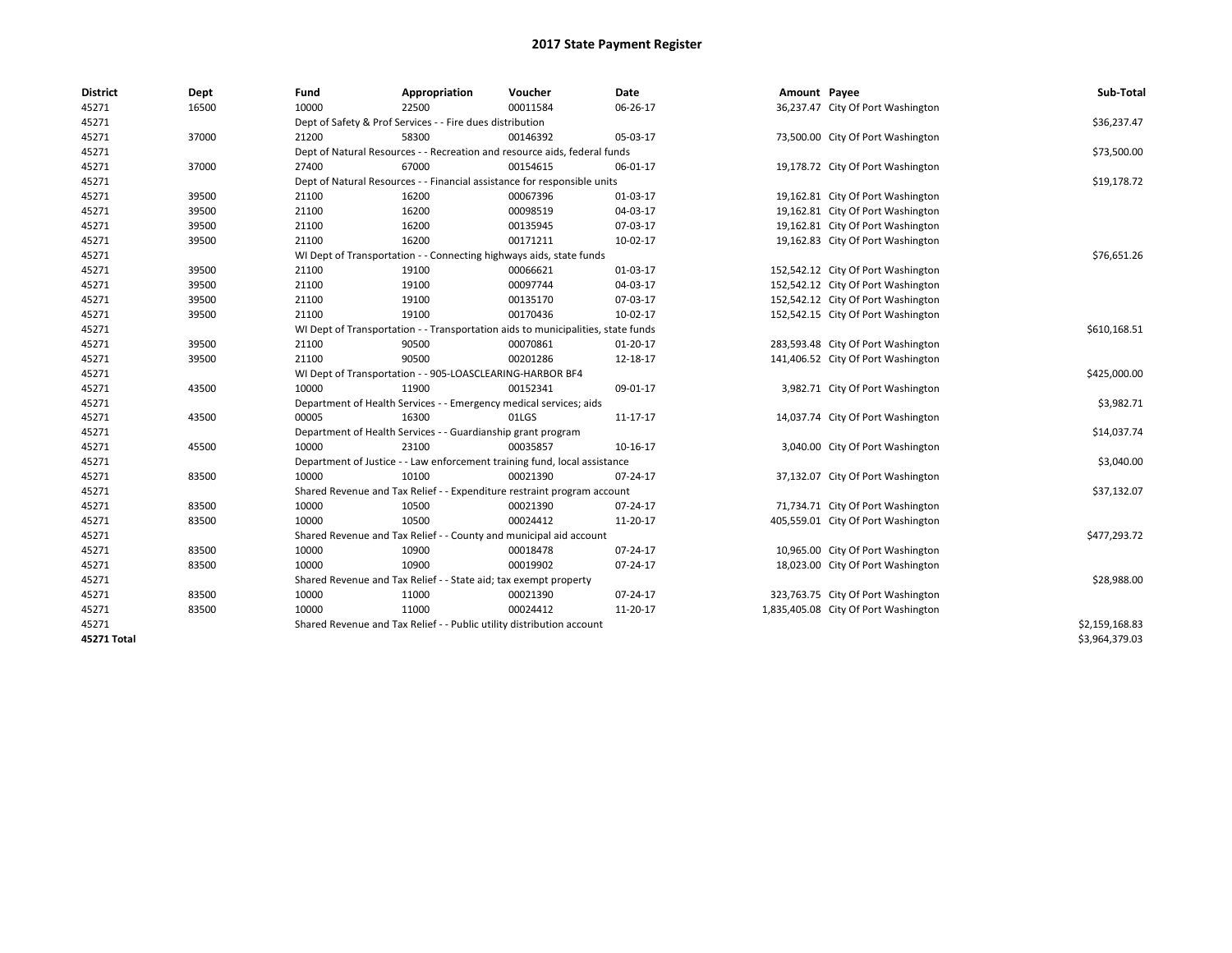# 2017 State Payment Register

| District | Dept | Fund | Appropriation | Voucher | Date | Amount | Payee | Sub-Total |
|---|---|---|---|---|---|---|---|---|
| 45271 | 16500 | 10000 | 22500 | 00011584 | 06-26-17 | 36,237.47 | City Of Port Washington | |
| 45271 | | Dept of Safety & Prof Services - - Fire dues distribution | | | | | | $36,237.47 |
| 45271 | 37000 | 21200 | 58300 | 00146392 | 05-03-17 | 73,500.00 | City Of Port Washington | |
| 45271 | | Dept of Natural Resources - - Recreation and resource aids, federal funds | | | | | | $73,500.00 |
| 45271 | 37000 | 27400 | 67000 | 00154615 | 06-01-17 | 19,178.72 | City Of Port Washington | |
| 45271 | | Dept of Natural Resources - - Financial assistance for responsible units | | | | | | $19,178.72 |
| 45271 | 39500 | 21100 | 16200 | 00067396 | 01-03-17 | 19,162.81 | City Of Port Washington | |
| 45271 | 39500 | 21100 | 16200 | 00098519 | 04-03-17 | 19,162.81 | City Of Port Washington | |
| 45271 | 39500 | 21100 | 16200 | 00135945 | 07-03-17 | 19,162.81 | City Of Port Washington | |
| 45271 | 39500 | 21100 | 16200 | 00171211 | 10-02-17 | 19,162.83 | City Of Port Washington | |
| 45271 | | WI Dept of Transportation - - Connecting highways aids, state funds | | | | | | $76,651.26 |
| 45271 | 39500 | 21100 | 19100 | 00066621 | 01-03-17 | 152,542.12 | City Of Port Washington | |
| 45271 | 39500 | 21100 | 19100 | 00097744 | 04-03-17 | 152,542.12 | City Of Port Washington | |
| 45271 | 39500 | 21100 | 19100 | 00135170 | 07-03-17 | 152,542.12 | City Of Port Washington | |
| 45271 | 39500 | 21100 | 19100 | 00170436 | 10-02-17 | 152,542.15 | City Of Port Washington | |
| 45271 | | WI Dept of Transportation - - Transportation aids to municipalities, state funds | | | | | | $610,168.51 |
| 45271 | 39500 | 21100 | 90500 | 00070861 | 01-20-17 | 283,593.48 | City Of Port Washington | |
| 45271 | 39500 | 21100 | 90500 | 00201286 | 12-18-17 | 141,406.52 | City Of Port Washington | |
| 45271 | | WI Dept of Transportation - - 905-LOASCLEARING-HARBOR BF4 | | | | | | $425,000.00 |
| 45271 | 43500 | 10000 | 11900 | 00152341 | 09-01-17 | 3,982.71 | City Of Port Washington | |
| 45271 | | Department of Health Services - - Emergency medical services; aids | | | | | | $3,982.71 |
| 45271 | 43500 | 00005 | 16300 | 01LGS | 11-17-17 | 14,037.74 | City Of Port Washington | |
| 45271 | | Department of Health Services - - Guardianship grant program | | | | | | $14,037.74 |
| 45271 | 45500 | 10000 | 23100 | 00035857 | 10-16-17 | 3,040.00 | City Of Port Washington | |
| 45271 | | Department of Justice - - Law enforcement training fund, local assistance | | | | | | $3,040.00 |
| 45271 | 83500 | 10000 | 10100 | 00021390 | 07-24-17 | 37,132.07 | City Of Port Washington | |
| 45271 | | Shared Revenue and Tax Relief - - Expenditure restraint program account | | | | | | $37,132.07 |
| 45271 | 83500 | 10000 | 10500 | 00021390 | 07-24-17 | 71,734.71 | City Of Port Washington | |
| 45271 | 83500 | 10000 | 10500 | 00024412 | 11-20-17 | 405,559.01 | City Of Port Washington | |
| 45271 | | Shared Revenue and Tax Relief - - County and municipal aid account | | | | | | $477,293.72 |
| 45271 | 83500 | 10000 | 10900 | 00018478 | 07-24-17 | 10,965.00 | City Of Port Washington | |
| 45271 | 83500 | 10000 | 10900 | 00019902 | 07-24-17 | 18,023.00 | City Of Port Washington | |
| 45271 | | Shared Revenue and Tax Relief - - State aid; tax exempt property | | | | | | $28,988.00 |
| 45271 | 83500 | 10000 | 11000 | 00021390 | 07-24-17 | 323,763.75 | City Of Port Washington | |
| 45271 | 83500 | 10000 | 11000 | 00024412 | 11-20-17 | 1,835,405.08 | City Of Port Washington | |
| 45271 | | Shared Revenue and Tax Relief - - Public utility distribution account | | | | | | $2,159,168.83 |
| **45271 Total** | | | | | | | | $3,964,379.03 |